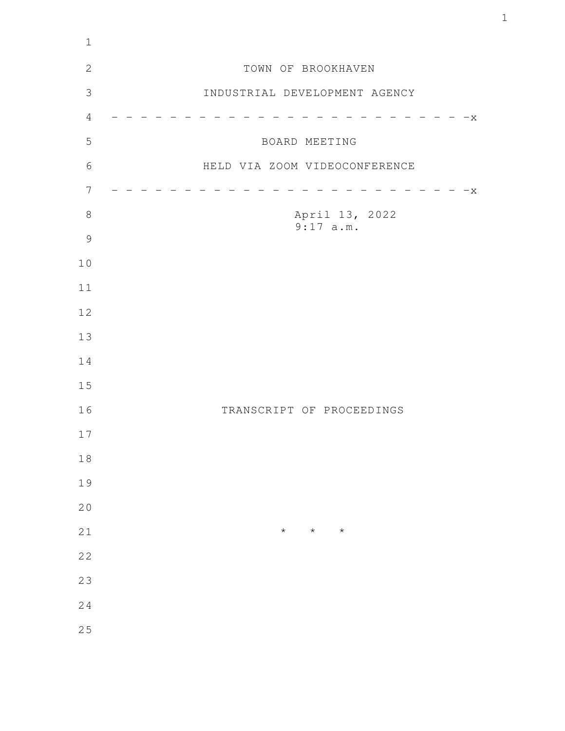TOWN OF BROOKHAVEN

INDUSTRIAL DEVELOPMENT AGENCY

- - - - - - - - - - - - - - - - - - - - - - - - - - -x

BOARD MEETING

HELD VIA ZOOM VIDEOCONFERENCE

- - - - - - - - - - - - - - - - - - - - - - - - - - -x

April 13, 2022
9:17 a.m.

TRANSCRIPT OF PROCEEDINGS

\* \* \*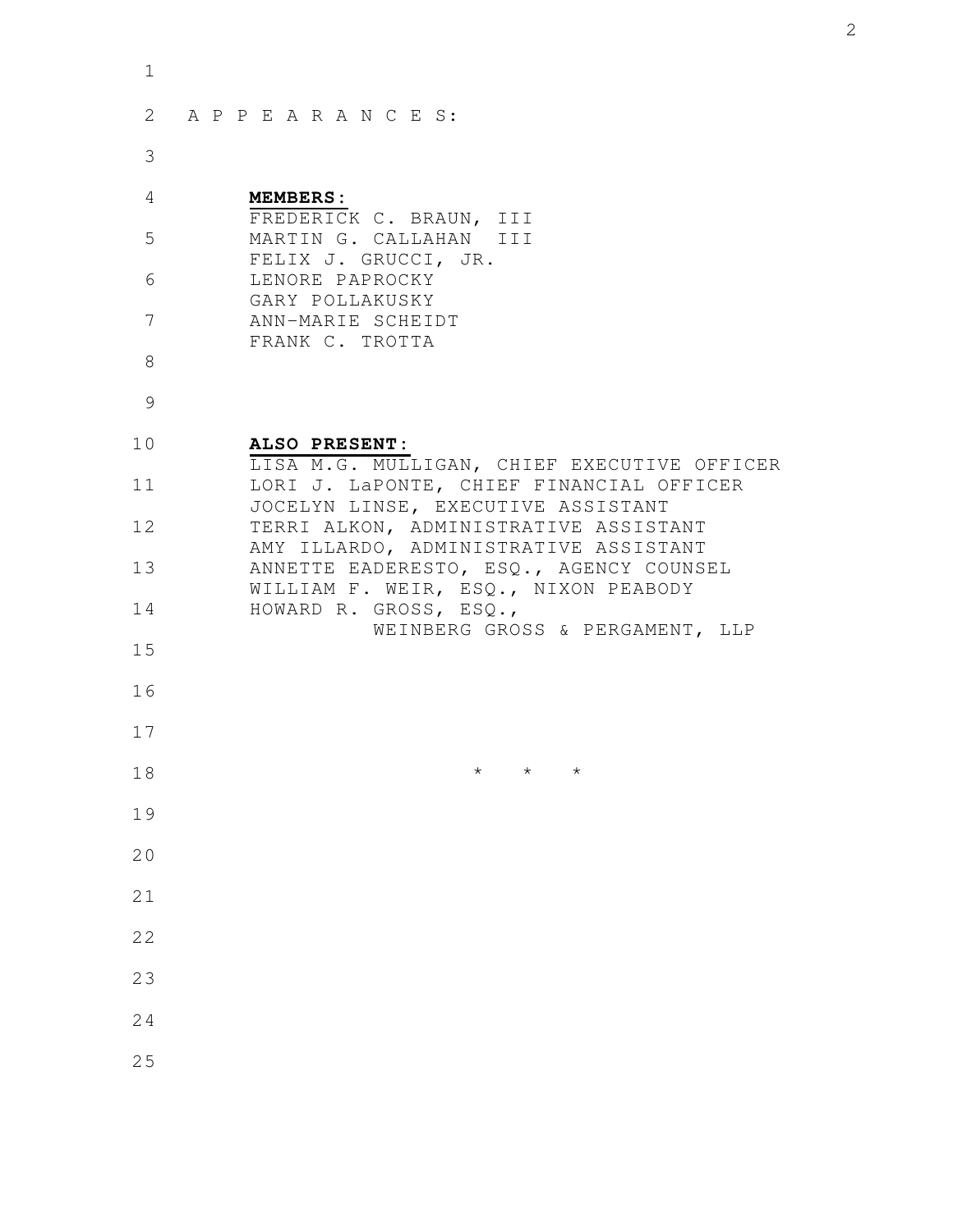A P P E A R A N C E S:

**MEMBERS:**

FREDERICK C. BRAUN, III
MARTIN G. CALLAHAN III
FELIX J. GRUCCI, JR.
LENORE PAPROCKY
GARY POLLAKUSKY
ANN-MARIE SCHEIDT
FRANK C. TROTTA

**ALSO PRESENT:**

LISA M.G. MULLIGAN, CHIEF EXECUTIVE OFFICER
LORI J. LaPONTE, CHIEF FINANCIAL OFFICER
JOCELYN LINSE, EXECUTIVE ASSISTANT
TERRI ALKON, ADMINISTRATIVE ASSISTANT
AMY ILLARDO, ADMINISTRATIVE ASSISTANT
ANNETTE EADERESTO, ESQ., AGENCY COUNSEL
WILLIAM F. WEIR, ESQ., NIXON PEABODY
HOWARD R. GROSS, ESQ.,
WEINBERG GROSS & PERGAMENT, LLP

* * *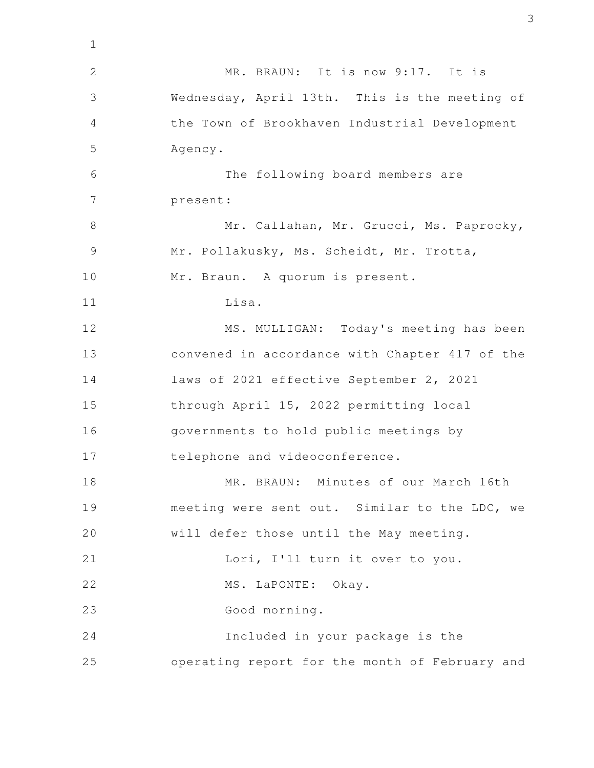MR. BRAUN: It is now 9:17. It is Wednesday, April 13th. This is the meeting of the Town of Brookhaven Industrial Development Agency.

The following board members are present:

Mr. Callahan, Mr. Grucci, Ms. Paprocky, Mr. Pollakusky, Ms. Scheidt, Mr. Trotta, Mr. Braun. A quorum is present.

Lisa.

MS. MULLIGAN: Today's meeting has been convened in accordance with Chapter 417 of the laws of 2021 effective September 2, 2021 through April 15, 2022 permitting local governments to hold public meetings by telephone and videoconference.

MR. BRAUN: Minutes of our March 16th meeting were sent out. Similar to the LDC, we will defer those until the May meeting.

Lori, I'll turn it over to you.

MS. LaPONTE: Okay.

Good morning.

Included in your package is the operating report for the month of February and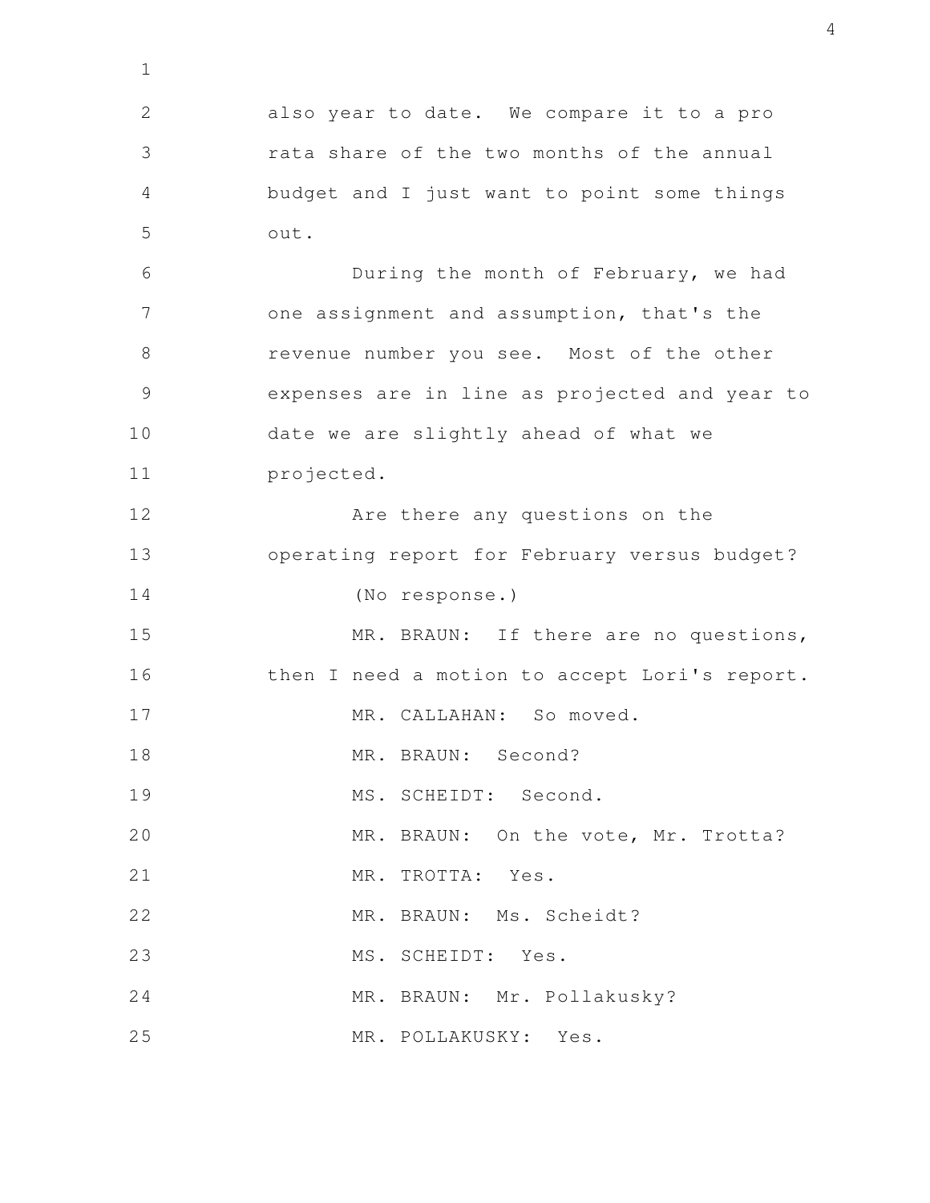also year to date. We compare it to a pro rata share of the two months of the annual budget and I just want to point some things out.

During the month of February, we had one assignment and assumption, that's the revenue number you see. Most of the other expenses are in line as projected and year to date we are slightly ahead of what we projected.

Are there any questions on the operating report for February versus budget?

(No response.)

MR. BRAUN: If there are no questions, then I need a motion to accept Lori's report.

MR. CALLAHAN: So moved.

MR. BRAUN: Second?

MS. SCHEIDT: Second.

MR. BRAUN: On the vote, Mr. Trotta?

MR. TROTTA: Yes.

MR. BRAUN: Ms. Scheidt?

MS. SCHEIDT: Yes.

MR. BRAUN: Mr. Pollakusky?

MR. POLLAKUSKY: Yes.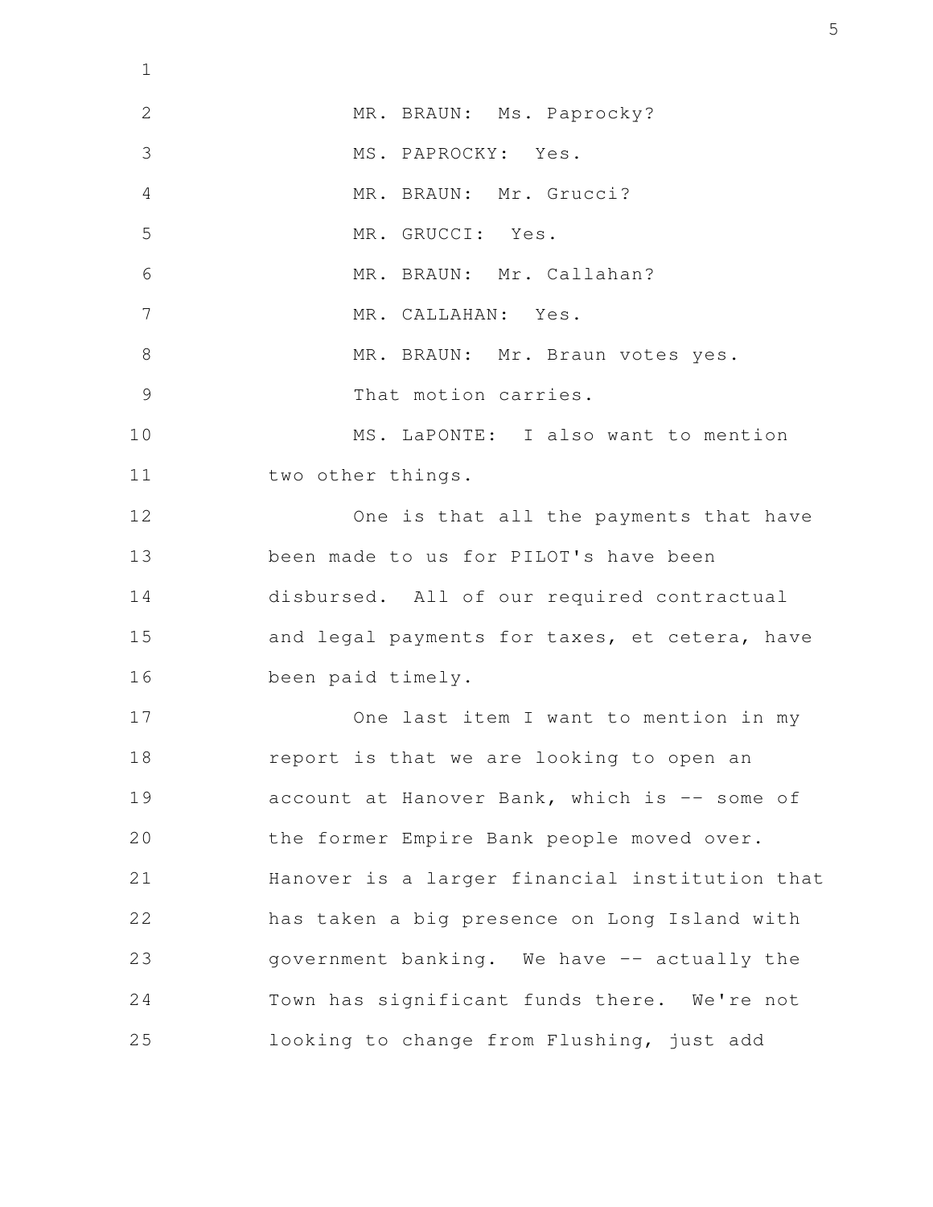MR. BRAUN: Ms. Paprocky?

MS. PAPROCKY: Yes.

MR. BRAUN: Mr. Grucci?

MR. GRUCCI: Yes.

MR. BRAUN: Mr. Callahan?

MR. CALLAHAN: Yes.

MR. BRAUN: Mr. Braun votes yes.

That motion carries.

MS. LaPONTE: I also want to mention two other things.

One is that all the payments that have been made to us for PILOT's have been disbursed. All of our required contractual and legal payments for taxes, et cetera, have been paid timely.

One last item I want to mention in my report is that we are looking to open an account at Hanover Bank, which is -- some of the former Empire Bank people moved over. Hanover is a larger financial institution that has taken a big presence on Long Island with government banking. We have -- actually the Town has significant funds there. We're not looking to change from Flushing, just add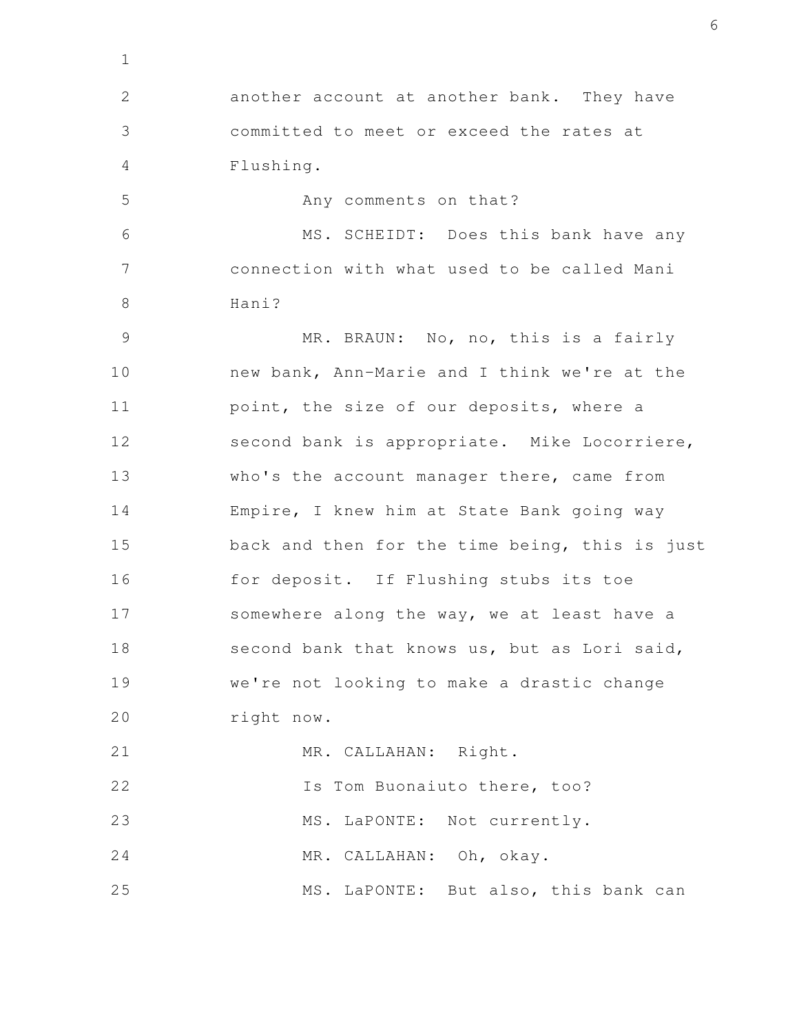another account at another bank. They have committed to meet or exceed the rates at Flushing.

Any comments on that?

MS. SCHEIDT: Does this bank have any connection with what used to be called Mani Hani?

MR. BRAUN: No, no, this is a fairly new bank, Ann-Marie and I think we're at the point, the size of our deposits, where a second bank is appropriate. Mike Locorriere, who's the account manager there, came from Empire, I knew him at State Bank going way back and then for the time being, this is just for deposit. If Flushing stubs its toe somewhere along the way, we at least have a second bank that knows us, but as Lori said, we're not looking to make a drastic change right now.

MR. CALLAHAN: Right.

Is Tom Buonaiuto there, too?

MS. LaPONTE: Not currently.

MR. CALLAHAN: Oh, okay.

MS. LaPONTE: But also, this bank can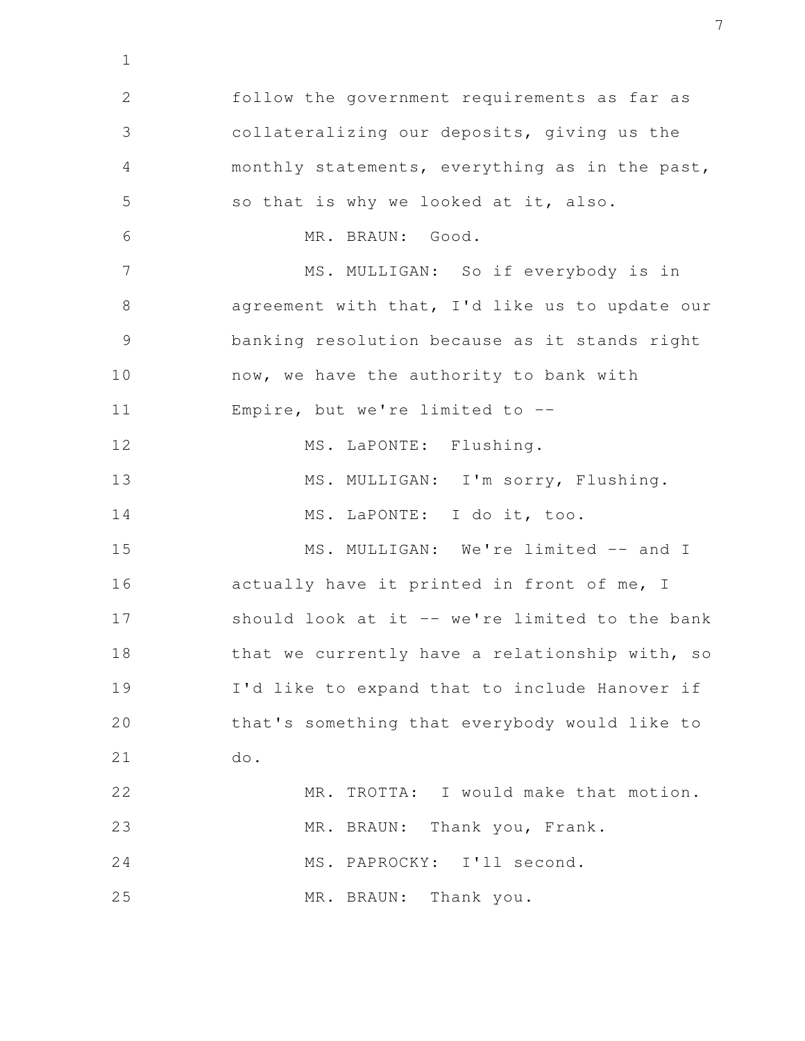follow the government requirements as far as collateralizing our deposits, giving us the monthly statements, everything as in the past, so that is why we looked at it, also.

MR. BRAUN: Good.

MS. MULLIGAN: So if everybody is in agreement with that, I'd like us to update our banking resolution because as it stands right now, we have the authority to bank with Empire, but we're limited to --

MS. LaPONTE: Flushing.

MS. MULLIGAN: I'm sorry, Flushing.

MS. LaPONTE: I do it, too.

MS. MULLIGAN: We're limited -- and I actually have it printed in front of me, I should look at it -- we're limited to the bank that we currently have a relationship with, so I'd like to expand that to include Hanover if that's something that everybody would like to do.

MR. TROTTA: I would make that motion.

MR. BRAUN: Thank you, Frank.

MS. PAPROCKY: I'll second.

MR. BRAUN: Thank you.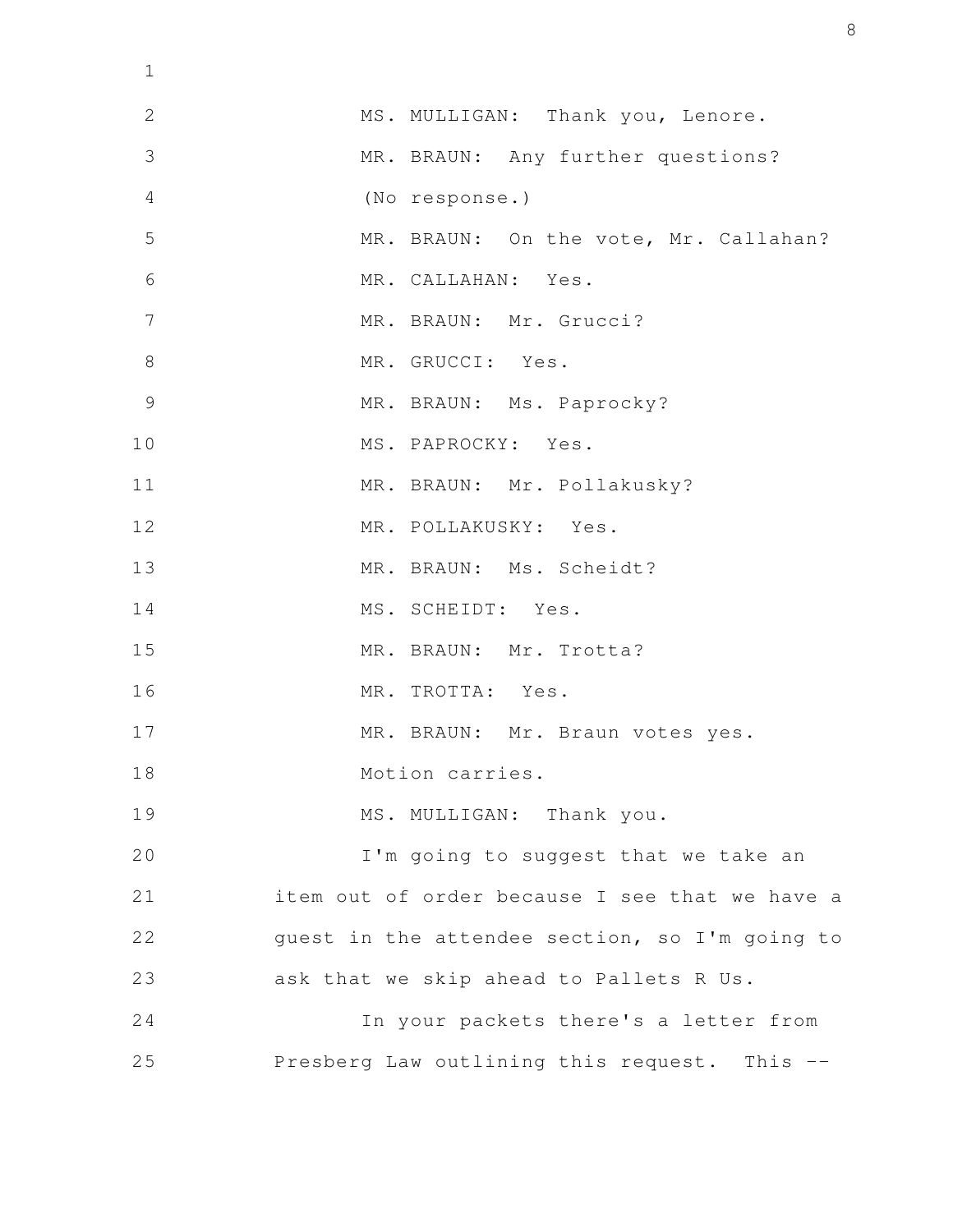MS. MULLIGAN: Thank you, Lenore.

MR. BRAUN: Any further questions?

(No response.)

MR. BRAUN: On the vote, Mr. Callahan?

MR. CALLAHAN: Yes.

MR. BRAUN: Mr. Grucci?

MR. GRUCCI: Yes.

MR. BRAUN: Ms. Paprocky?

MS. PAPROCKY: Yes.

MR. BRAUN: Mr. Pollakusky?

MR. POLLAKUSKY: Yes.

MR. BRAUN: Ms. Scheidt?

MS. SCHEIDT: Yes.

MR. BRAUN: Mr. Trotta?

MR. TROTTA: Yes.

MR. BRAUN: Mr. Braun votes yes.

Motion carries.

MS. MULLIGAN: Thank you.

I'm going to suggest that we take an item out of order because I see that we have a guest in the attendee section, so I'm going to ask that we skip ahead to Pallets R Us.

In your packets there's a letter from Presberg Law outlining this request. This --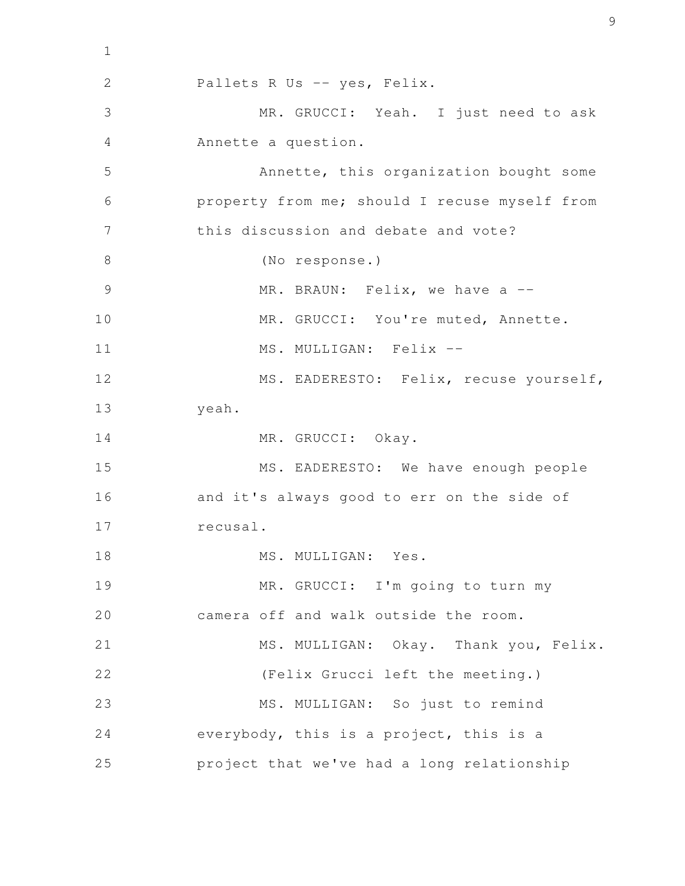Pallets R Us -- yes, Felix.

MR. GRUCCI: Yeah. I just need to ask Annette a question.

Annette, this organization bought some property from me; should I recuse myself from this discussion and debate and vote?

(No response.)

MR. BRAUN: Felix, we have a --

MR. GRUCCI: You're muted, Annette.

MS. MULLIGAN: Felix --

MS. EADERESTO: Felix, recuse yourself, yeah.

MR. GRUCCI: Okay.

MS. EADERESTO: We have enough people and it's always good to err on the side of recusal.

MS. MULLIGAN: Yes.

MR. GRUCCI: I'm going to turn my camera off and walk outside the room.

MS. MULLIGAN: Okay. Thank you, Felix.

(Felix Grucci left the meeting.)

MS. MULLIGAN: So just to remind everybody, this is a project, this is a project that we've had a long relationship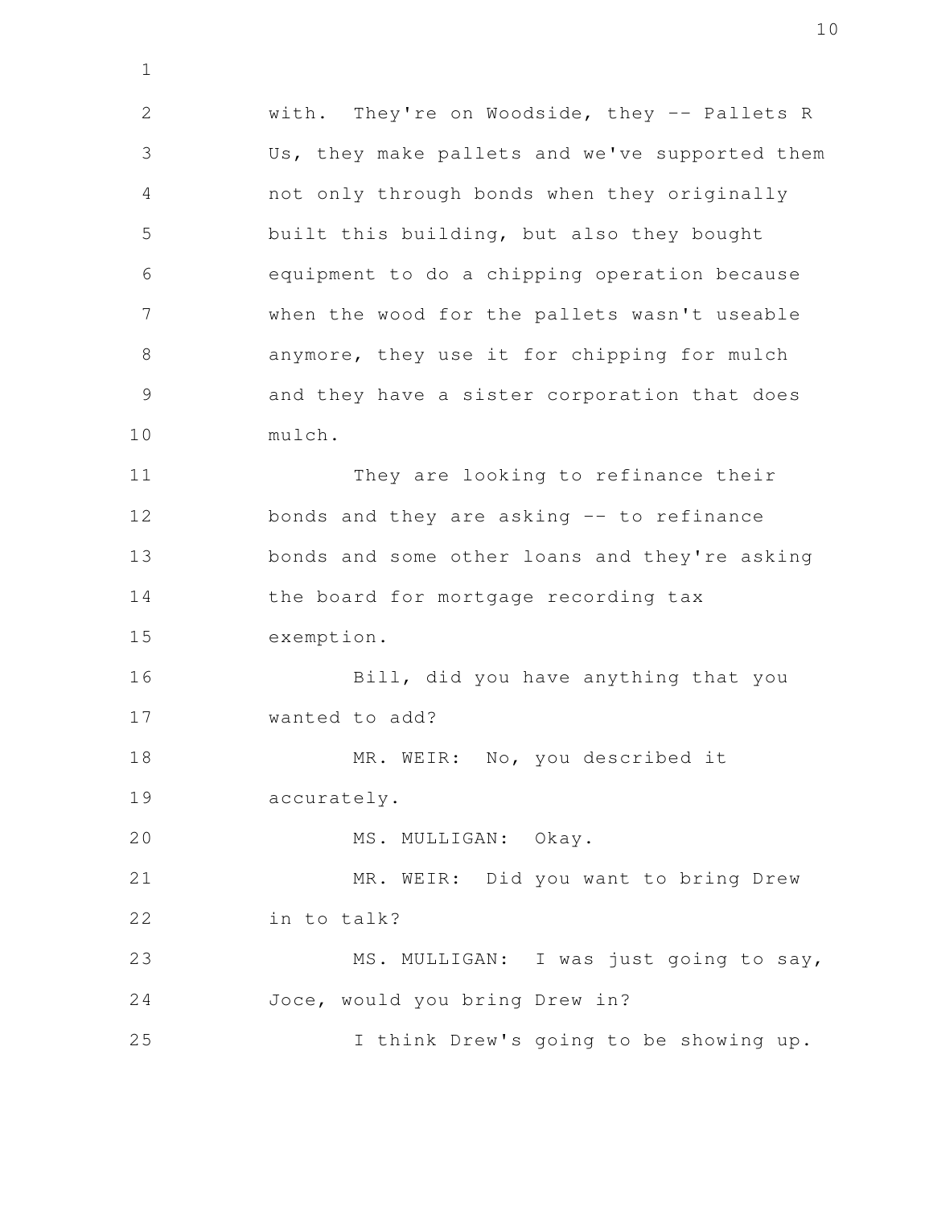with. They're on Woodside, they -- Pallets R Us, they make pallets and we've supported them not only through bonds when they originally built this building, but also they bought equipment to do a chipping operation because when the wood for the pallets wasn't useable anymore, they use it for chipping for mulch and they have a sister corporation that does mulch.

They are looking to refinance their bonds and they are asking -- to refinance bonds and some other loans and they're asking the board for mortgage recording tax exemption.

Bill, did you have anything that you wanted to add?

MR. WEIR: No, you described it accurately.

MS. MULLIGAN: Okay.

MR. WEIR: Did you want to bring Drew in to talk?

MS. MULLIGAN: I was just going to say, Joce, would you bring Drew in?

I think Drew's going to be showing up.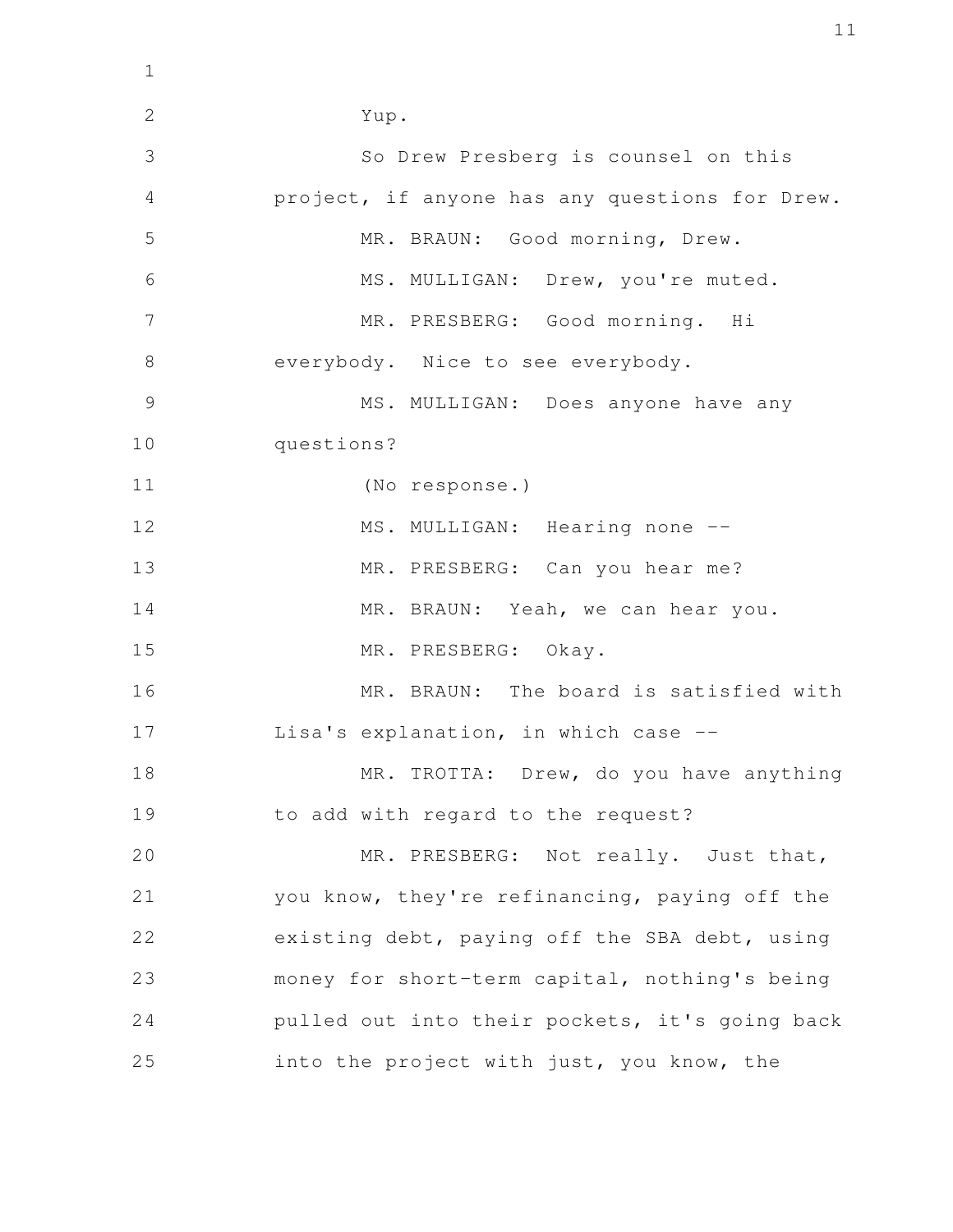Yup.

So Drew Presberg is counsel on this project, if anyone has any questions for Drew.

MR. BRAUN: Good morning, Drew.

MS. MULLIGAN: Drew, you're muted.

MR. PRESBERG: Good morning. Hi everybody. Nice to see everybody.

MS. MULLIGAN: Does anyone have any questions?

(No response.)

MS. MULLIGAN: Hearing none --

MR. PRESBERG: Can you hear me?

MR. BRAUN: Yeah, we can hear you.

MR. PRESBERG: Okay.

MR. BRAUN: The board is satisfied with Lisa's explanation, in which case --

MR. TROTTA: Drew, do you have anything to add with regard to the request?

MR. PRESBERG: Not really. Just that, you know, they're refinancing, paying off the existing debt, paying off the SBA debt, using money for short-term capital, nothing's being pulled out into their pockets, it's going back into the project with just, you know, the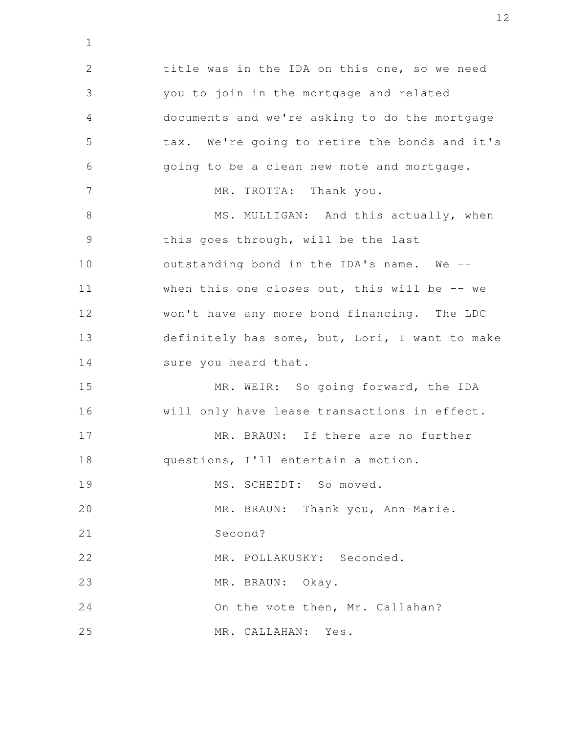title was in the IDA on this one, so we need you to join in the mortgage and related documents and we're asking to do the mortgage tax. We're going to retire the bonds and it's going to be a clean new note and mortgage.

MR. TROTTA: Thank you.

MS. MULLIGAN: And this actually, when this goes through, will be the last outstanding bond in the IDA's name. We -- when this one closes out, this will be -- we won't have any more bond financing. The LDC definitely has some, but, Lori, I want to make sure you heard that.

MR. WEIR: So going forward, the IDA will only have lease transactions in effect.

MR. BRAUN: If there are no further questions, I'll entertain a motion.

MS. SCHEIDT: So moved.

MR. BRAUN: Thank you, Ann-Marie. Second?

MR. POLLAKUSKY: Seconded.

MR. BRAUN: Okay. On the vote then, Mr. Callahan?

MR. CALLAHAN: Yes.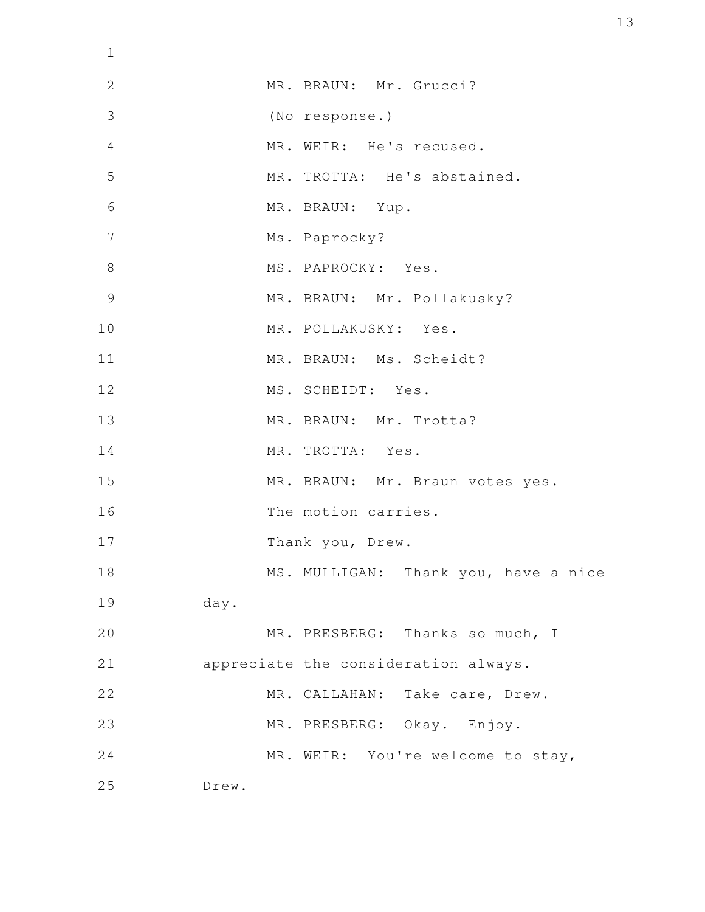MR. BRAUN: Mr. Grucci?

(No response.)

MR. WEIR: He's recused.

MR. TROTTA: He's abstained.

MR. BRAUN: Yup.

Ms. Paprocky?

MS. PAPROCKY: Yes.

MR. BRAUN: Mr. Pollakusky?

MR. POLLAKUSKY: Yes.

MR. BRAUN: Ms. Scheidt?

MS. SCHEIDT: Yes.

MR. BRAUN: Mr. Trotta?

MR. TROTTA: Yes.

MR. BRAUN: Mr. Braun votes yes.

The motion carries.

Thank you, Drew.

MS. MULLIGAN: Thank you, have a nice day.

MR. PRESBERG: Thanks so much, I appreciate the consideration always.

MR. CALLAHAN: Take care, Drew.

MR. PRESBERG: Okay. Enjoy.

MR. WEIR: You're welcome to stay, Drew.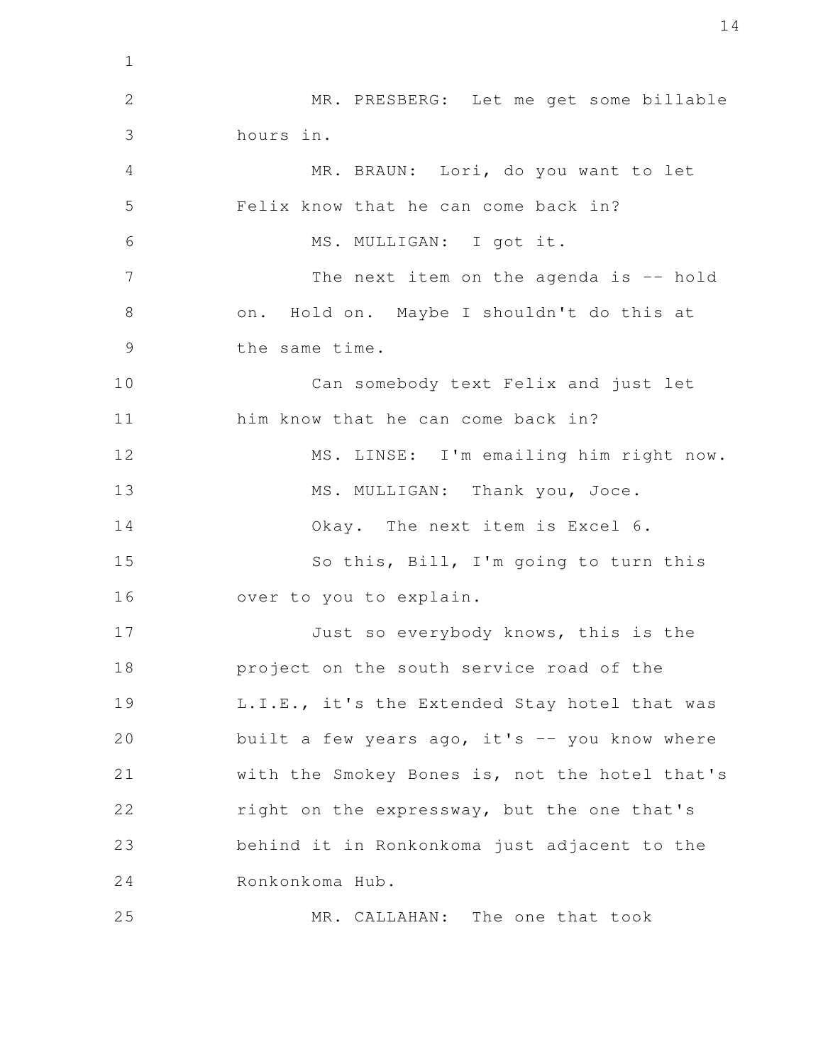MR. PRESBERG: Let me get some billable hours in.

MR. BRAUN: Lori, do you want to let Felix know that he can come back in?

MS. MULLIGAN: I got it.

The next item on the agenda is -- hold on. Hold on. Maybe I shouldn't do this at the same time.

Can somebody text Felix and just let him know that he can come back in?

MS. LINSE: I'm emailing him right now.

MS. MULLIGAN: Thank you, Joce.

Okay. The next item is Excel 6.

So this, Bill, I'm going to turn this over to you to explain.

Just so everybody knows, this is the project on the south service road of the L.I.E., it's the Extended Stay hotel that was built a few years ago, it's -- you know where with the Smokey Bones is, not the hotel that's right on the expressway, but the one that's behind it in Ronkonkoma just adjacent to the Ronkonkoma Hub.

MR. CALLAHAN: The one that took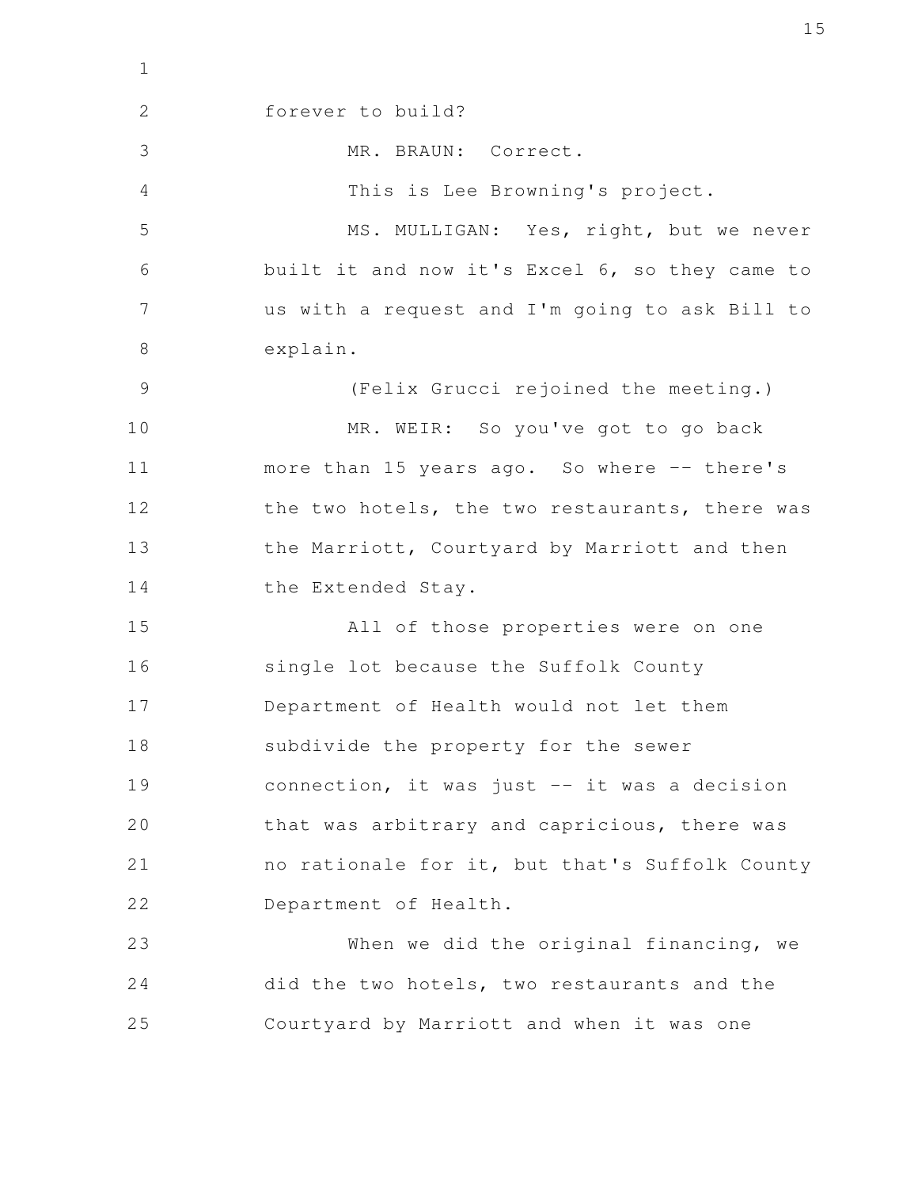forever to build?

MR. BRAUN: Correct.

This is Lee Browning's project.

MS. MULLIGAN: Yes, right, but we never built it and now it's Excel 6, so they came to us with a request and I'm going to ask Bill to explain.

(Felix Grucci rejoined the meeting.)

MR. WEIR: So you've got to go back more than 15 years ago. So where -- there's the two hotels, the two restaurants, there was the Marriott, Courtyard by Marriott and then the Extended Stay.

All of those properties were on one single lot because the Suffolk County Department of Health would not let them subdivide the property for the sewer connection, it was just -- it was a decision that was arbitrary and capricious, there was no rationale for it, but that's Suffolk County Department of Health.

When we did the original financing, we did the two hotels, two restaurants and the Courtyard by Marriott and when it was one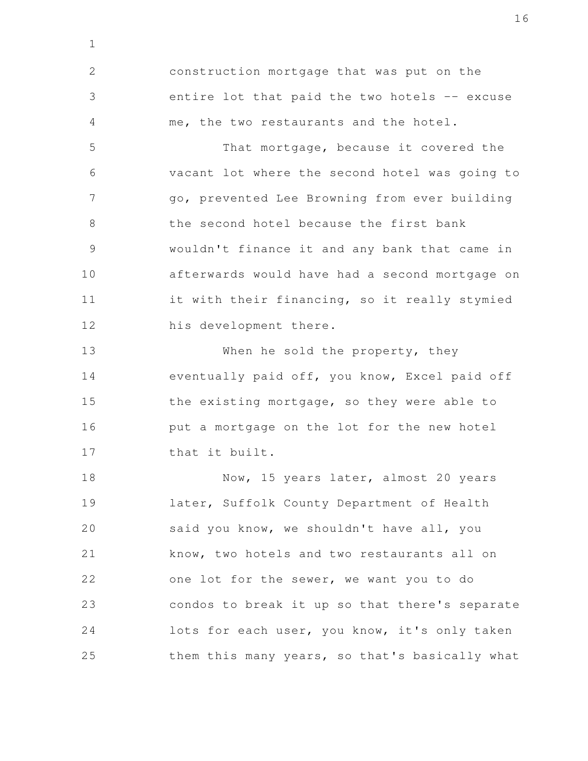construction mortgage that was put on the entire lot that paid the two hotels -- excuse me, the two restaurants and the hotel.

That mortgage, because it covered the vacant lot where the second hotel was going to go, prevented Lee Browning from ever building the second hotel because the first bank wouldn't finance it and any bank that came in afterwards would have had a second mortgage on it with their financing, so it really stymied his development there.

When he sold the property, they eventually paid off, you know, Excel paid off the existing mortgage, so they were able to put a mortgage on the lot for the new hotel that it built.

Now, 15 years later, almost 20 years later, Suffolk County Department of Health said you know, we shouldn't have all, you know, two hotels and two restaurants all on one lot for the sewer, we want you to do condos to break it up so that there's separate lots for each user, you know, it's only taken them this many years, so that's basically what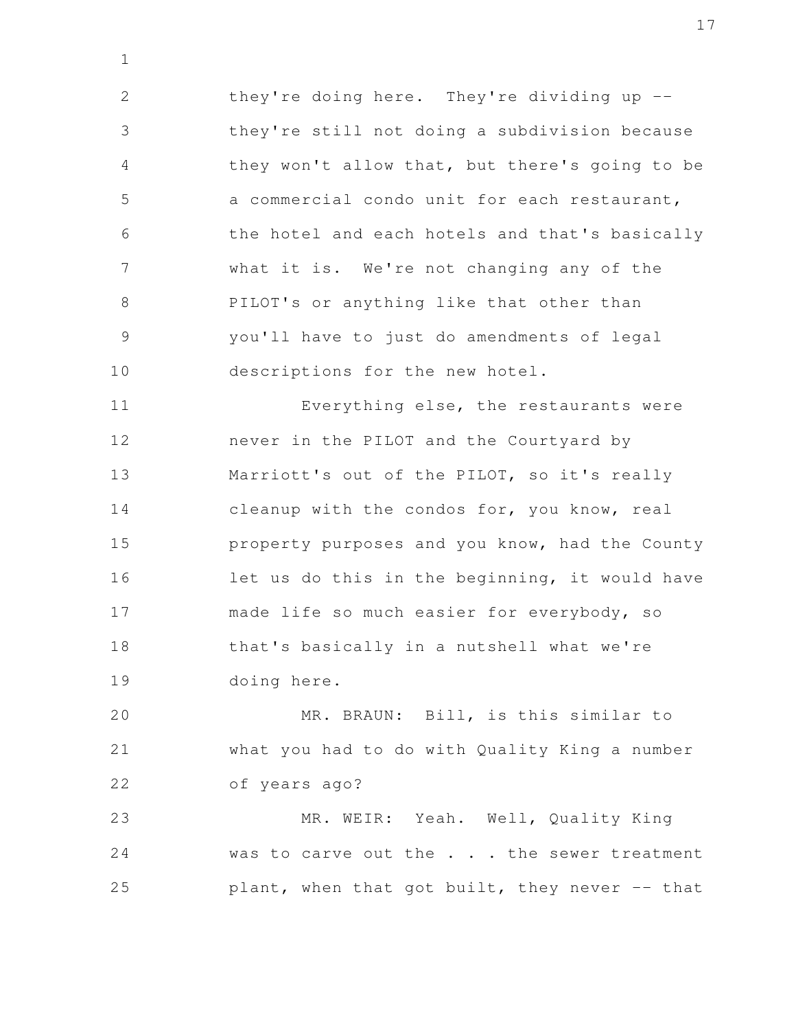they're doing here. They're dividing up -- they're still not doing a subdivision because they won't allow that, but there's going to be a commercial condo unit for each restaurant, the hotel and each hotels and that's basically what it is. We're not changing any of the PILOT's or anything like that other than you'll have to just do amendments of legal descriptions for the new hotel.

Everything else, the restaurants were never in the PILOT and the Courtyard by Marriott's out of the PILOT, so it's really cleanup with the condos for, you know, real property purposes and you know, had the County let us do this in the beginning, it would have made life so much easier for everybody, so that's basically in a nutshell what we're doing here.

MR. BRAUN: Bill, is this similar to what you had to do with Quality King a number of years ago?

MR. WEIR: Yeah. Well, Quality King was to carve out the . . . the sewer treatment plant, when that got built, they never -- that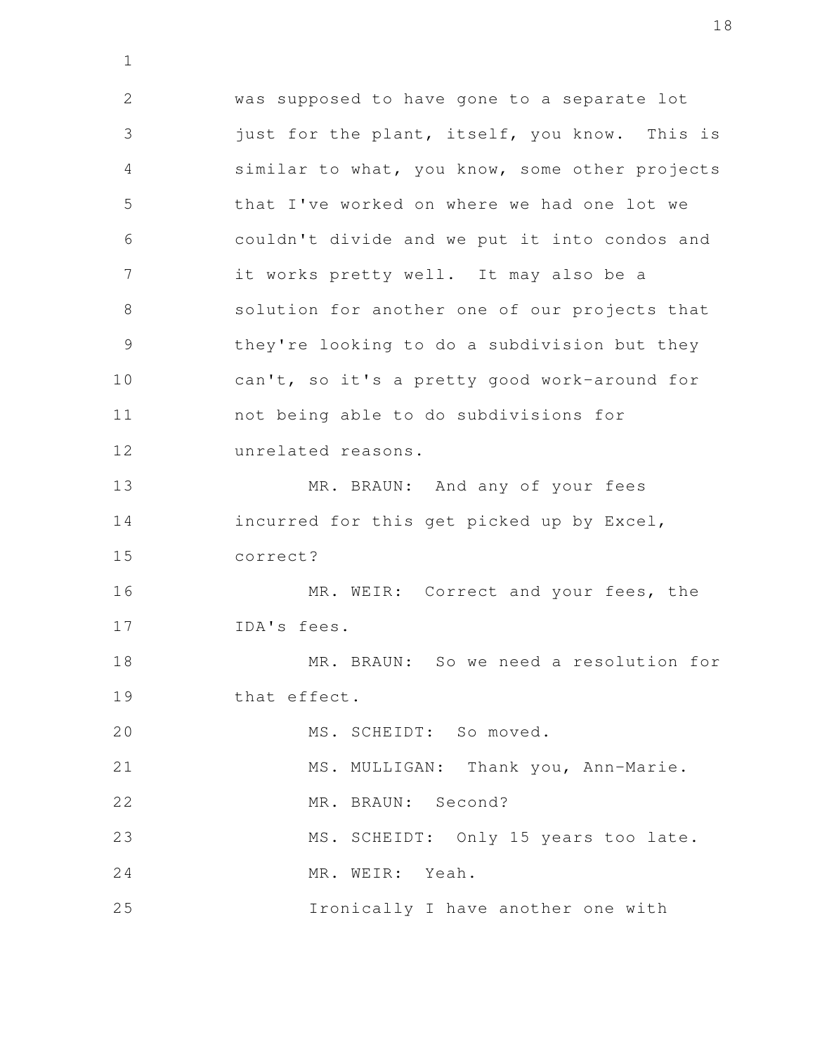was supposed to have gone to a separate lot just for the plant, itself, you know. This is similar to what, you know, some other projects that I've worked on where we had one lot we couldn't divide and we put it into condos and it works pretty well. It may also be a solution for another one of our projects that they're looking to do a subdivision but they can't, so it's a pretty good work-around for not being able to do subdivisions for unrelated reasons.

MR. BRAUN: And any of your fees incurred for this get picked up by Excel, correct?

MR. WEIR: Correct and your fees, the IDA's fees.

MR. BRAUN: So we need a resolution for that effect.

MS. SCHEIDT: So moved.

MS. MULLIGAN: Thank you, Ann-Marie.

MR. BRAUN: Second?

MS. SCHEIDT: Only 15 years too late.

MR. WEIR: Yeah.

Ironically I have another one with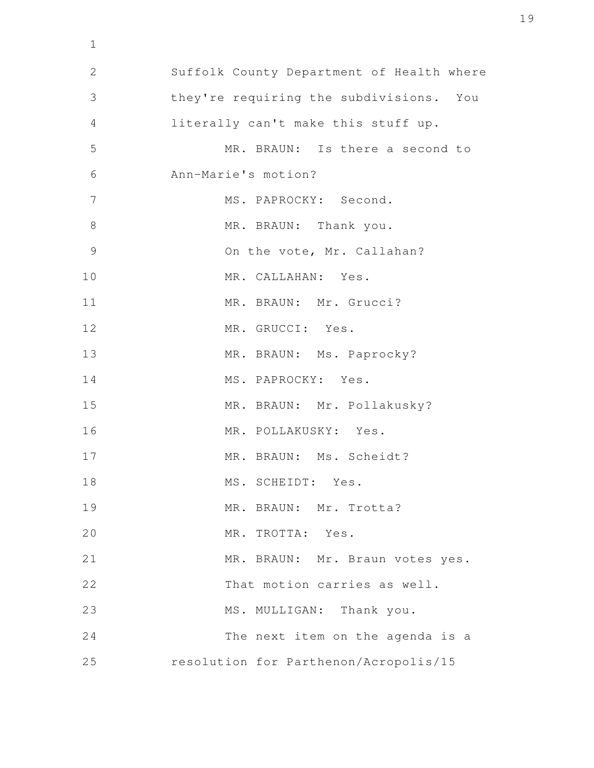Suffolk County Department of Health where they're requiring the subdivisions. You literally can't make this stuff up.

MR. BRAUN: Is there a second to Ann-Marie's motion?

MS. PAPROCKY: Second.

MR. BRAUN: Thank you.

On the vote, Mr. Callahan?

MR. CALLAHAN: Yes.

MR. BRAUN: Mr. Grucci?

MR. GRUCCI: Yes.

MR. BRAUN: Ms. Paprocky?

MS. PAPROCKY: Yes.

MR. BRAUN: Mr. Pollakusky?

MR. POLLAKUSKY: Yes.

MR. BRAUN: Ms. Scheidt?

MS. SCHEIDT: Yes.

MR. BRAUN: Mr. Trotta?

MR. TROTTA: Yes.

MR. BRAUN: Mr. Braun votes yes.

That motion carries as well.

MS. MULLIGAN: Thank you.

The next item on the agenda is a resolution for Parthenon/Acropolis/15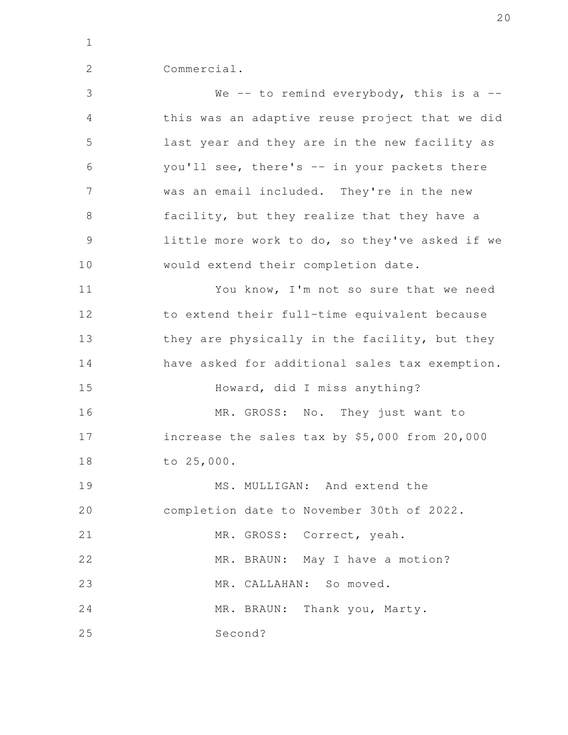Commercial.

We -- to remind everybody, this is a -- this was an adaptive reuse project that we did last year and they are in the new facility as you'll see, there's -- in your packets there was an email included. They're in the new facility, but they realize that they have a little more work to do, so they've asked if we would extend their completion date.

You know, I'm not so sure that we need to extend their full-time equivalent because they are physically in the facility, but they have asked for additional sales tax exemption.

Howard, did I miss anything?

MR. GROSS: No. They just want to increase the sales tax by $5,000 from 20,000 to 25,000.

MS. MULLIGAN: And extend the completion date to November 30th of 2022.

MR. GROSS: Correct, yeah.

MR. BRAUN: May I have a motion?

MR. CALLAHAN: So moved.

MR. BRAUN: Thank you, Marty.

Second?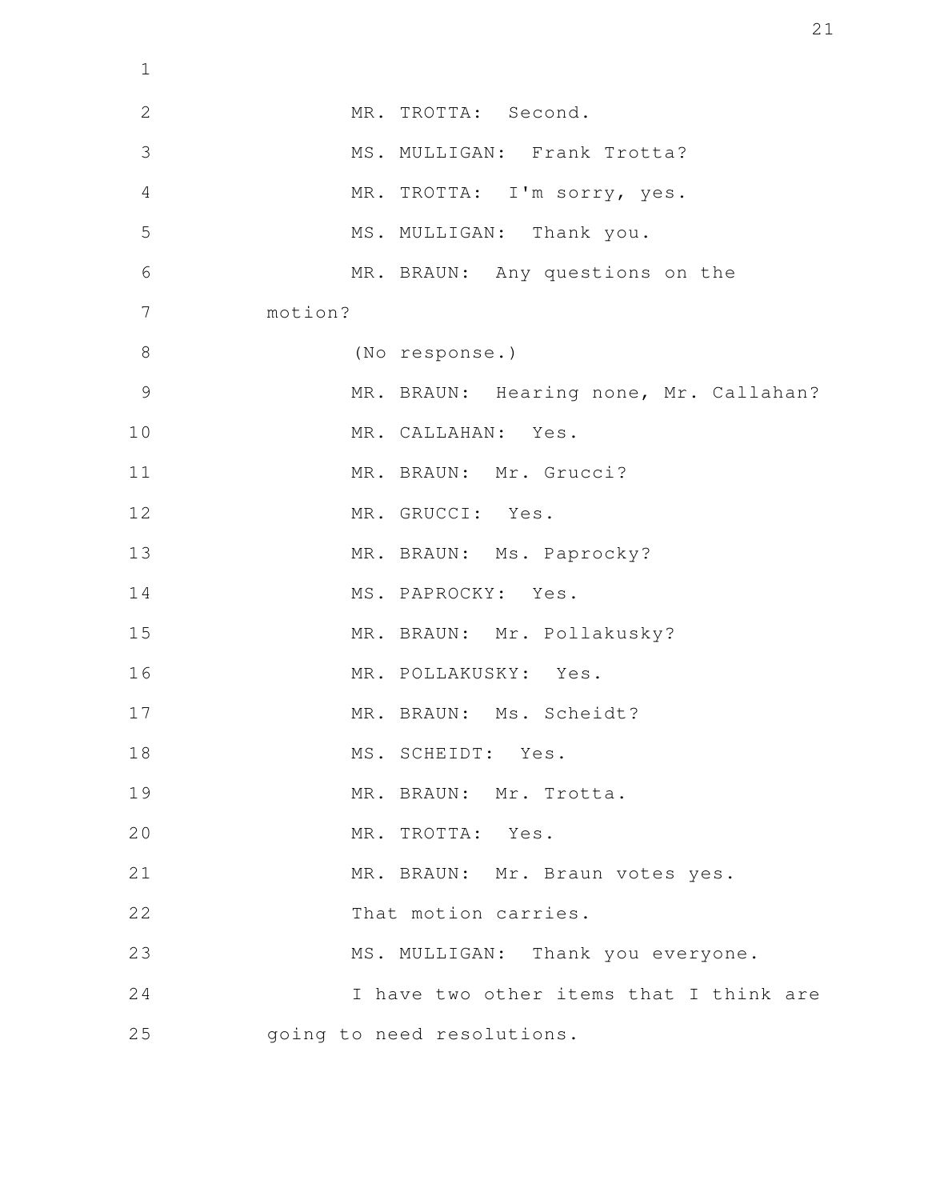MR. TROTTA: Second.

MS. MULLIGAN: Frank Trotta?

MR. TROTTA: I'm sorry, yes.

MS. MULLIGAN: Thank you.

MR. BRAUN: Any questions on the motion?

(No response.)

MR. BRAUN: Hearing none, Mr. Callahan?

MR. CALLAHAN: Yes.

MR. BRAUN: Mr. Grucci?

MR. GRUCCI: Yes.

MR. BRAUN: Ms. Paprocky?

MS. PAPROCKY: Yes.

MR. BRAUN: Mr. Pollakusky?

MR. POLLAKUSKY: Yes.

MR. BRAUN: Ms. Scheidt?

MS. SCHEIDT: Yes.

MR. BRAUN: Mr. Trotta.

MR. TROTTA: Yes.

MR. BRAUN: Mr. Braun votes yes.

That motion carries.

MS. MULLIGAN: Thank you everyone.

I have two other items that I think are going to need resolutions.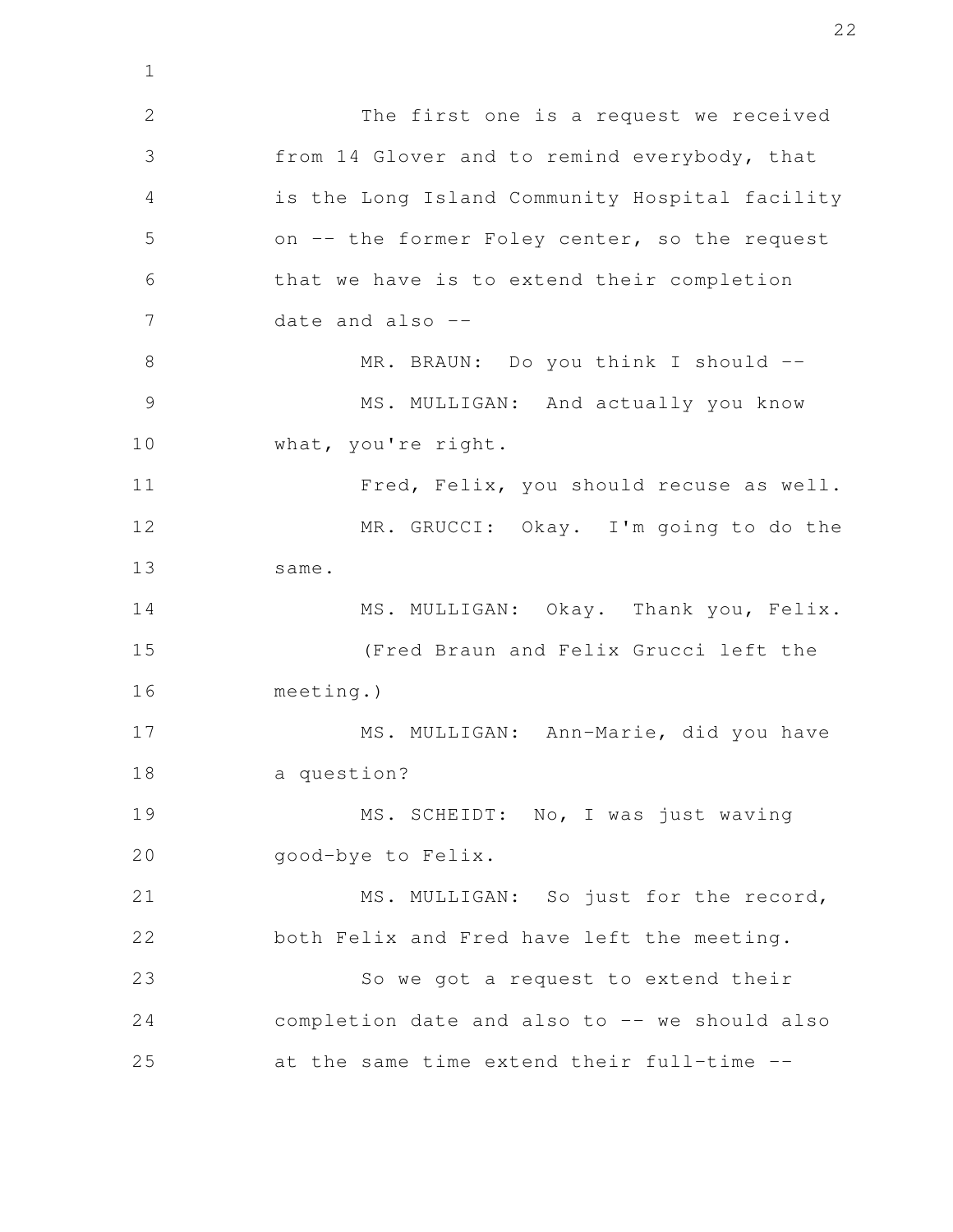The first one is a request we received from 14 Glover and to remind everybody, that is the Long Island Community Hospital facility on -- the former Foley center, so the request that we have is to extend their completion date and also --

MR. BRAUN: Do you think I should --

MS. MULLIGAN: And actually you know what, you're right.

Fred, Felix, you should recuse as well.

MR. GRUCCI: Okay. I'm going to do the same.

MS. MULLIGAN: Okay. Thank you, Felix.

(Fred Braun and Felix Grucci left the meeting.)

MS. MULLIGAN: Ann-Marie, did you have a question?

MS. SCHEIDT: No, I was just waving good-bye to Felix.

MS. MULLIGAN: So just for the record, both Felix and Fred have left the meeting.

So we got a request to extend their completion date and also to -- we should also at the same time extend their full-time --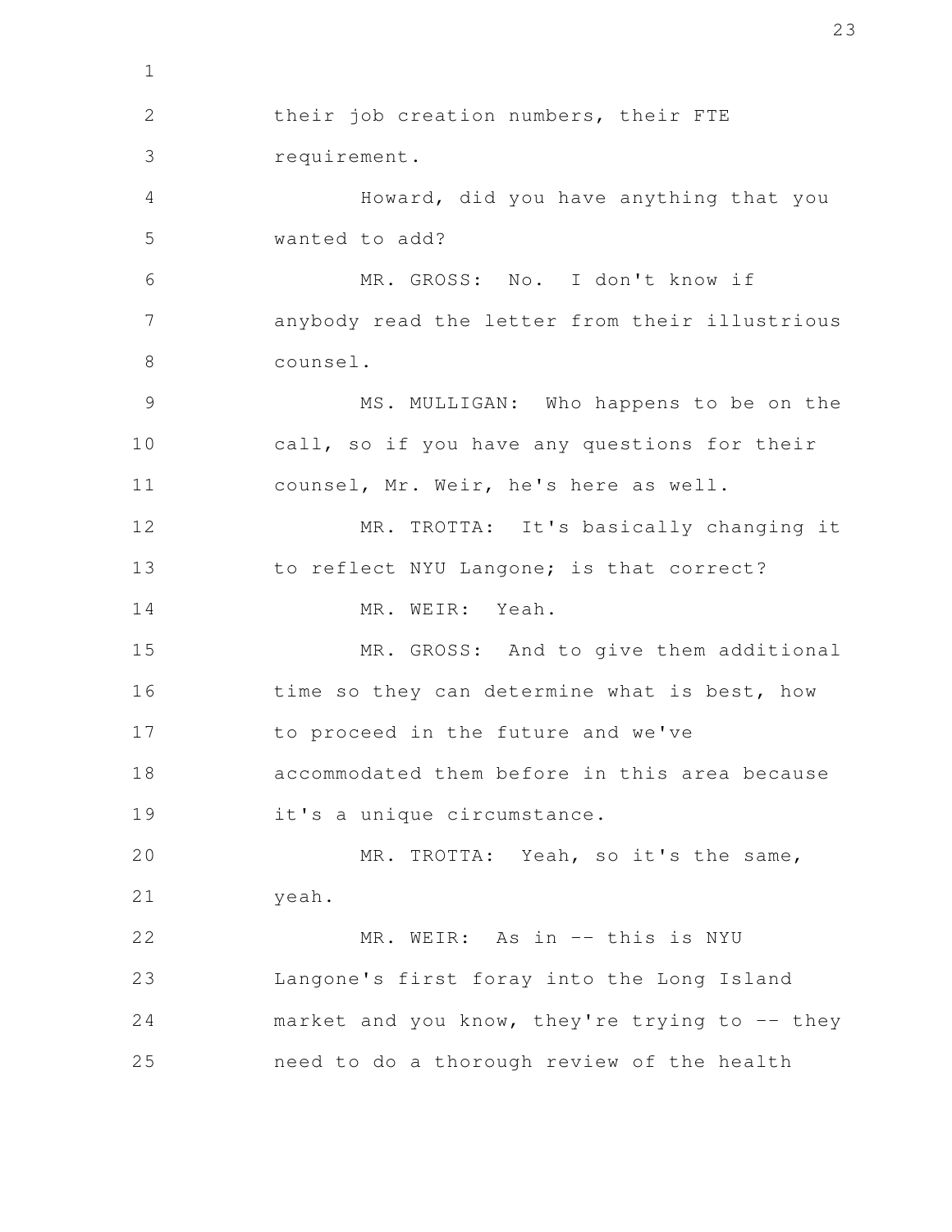their job creation numbers, their FTE requirement.

Howard, did you have anything that you wanted to add?

MR. GROSS: No. I don't know if anybody read the letter from their illustrious counsel.

MS. MULLIGAN: Who happens to be on the call, so if you have any questions for their counsel, Mr. Weir, he's here as well.

MR. TROTTA: It's basically changing it to reflect NYU Langone; is that correct?

MR. WEIR: Yeah.

MR. GROSS: And to give them additional time so they can determine what is best, how to proceed in the future and we've accommodated them before in this area because it's a unique circumstance.

MR. TROTTA: Yeah, so it's the same, yeah.

MR. WEIR: As in -- this is NYU Langone's first foray into the Long Island market and you know, they're trying to -- they need to do a thorough review of the health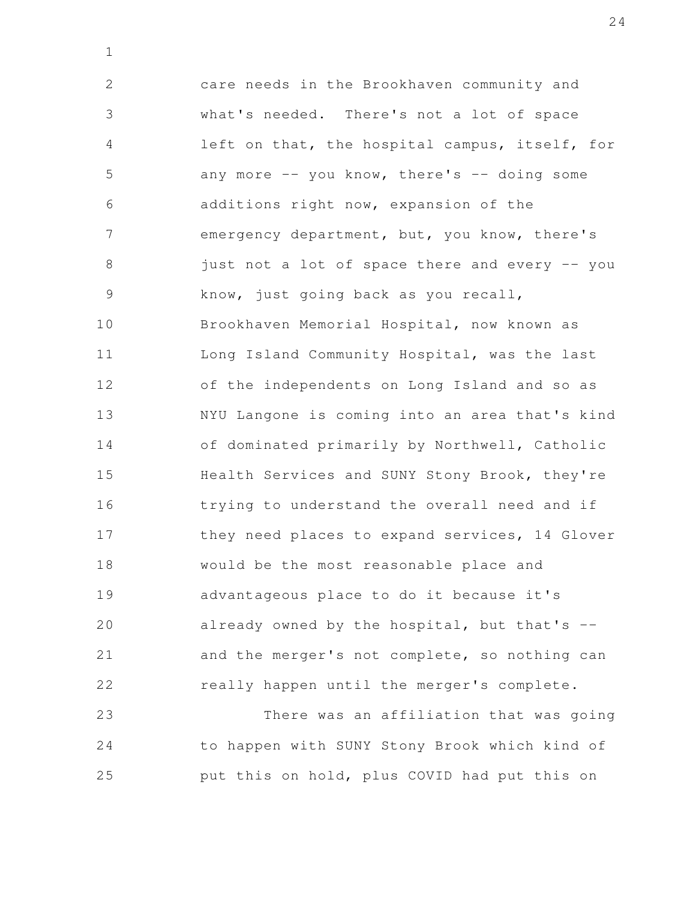care needs in the Brookhaven community and what's needed. There's not a lot of space left on that, the hospital campus, itself, for any more -- you know, there's -- doing some additions right now, expansion of the emergency department, but, you know, there's just not a lot of space there and every -- you know, just going back as you recall, Brookhaven Memorial Hospital, now known as Long Island Community Hospital, was the last of the independents on Long Island and so as NYU Langone is coming into an area that's kind of dominated primarily by Northwell, Catholic Health Services and SUNY Stony Brook, they're trying to understand the overall need and if they need places to expand services, 14 Glover would be the most reasonable place and advantageous place to do it because it's already owned by the hospital, but that's -- and the merger's not complete, so nothing can really happen until the merger's complete.

There was an affiliation that was going to happen with SUNY Stony Brook which kind of put this on hold, plus COVID had put this on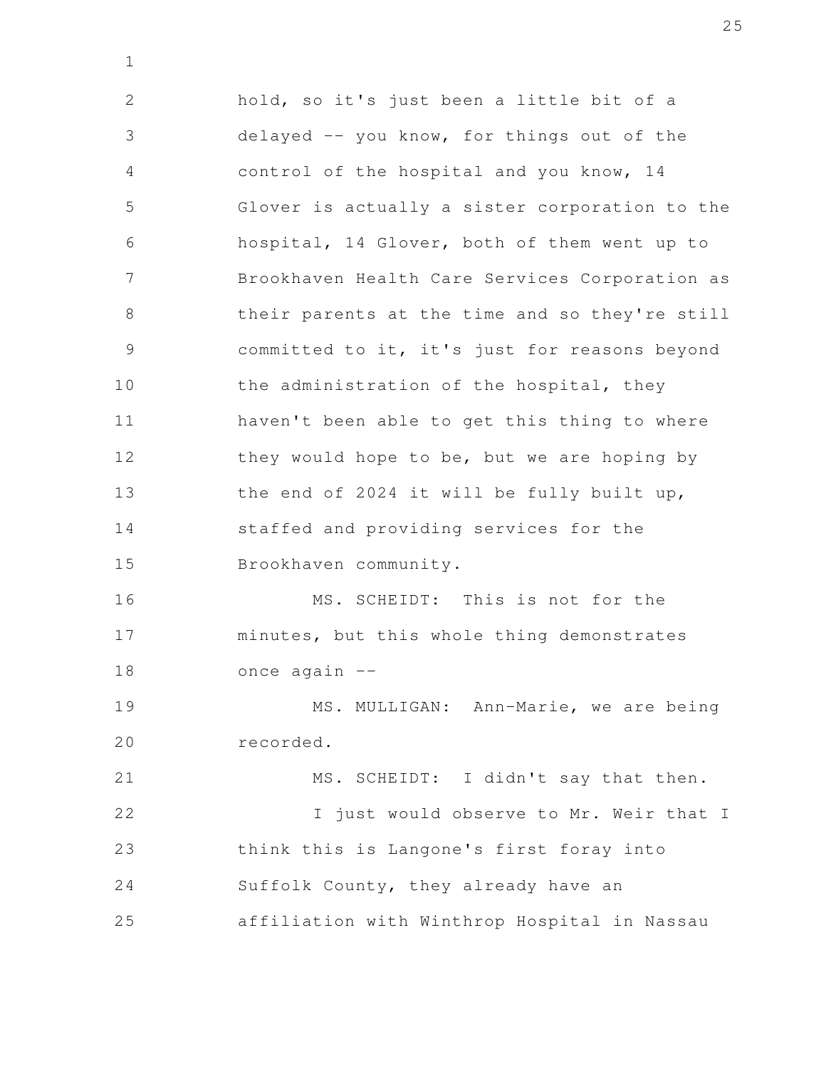hold, so it's just been a little bit of a delayed -- you know, for things out of the control of the hospital and you know, 14 Glover is actually a sister corporation to the hospital, 14 Glover, both of them went up to Brookhaven Health Care Services Corporation as their parents at the time and so they're still committed to it, it's just for reasons beyond the administration of the hospital, they haven't been able to get this thing to where they would hope to be, but we are hoping by the end of 2024 it will be fully built up, staffed and providing services for the Brookhaven community.

MS. SCHEIDT: This is not for the minutes, but this whole thing demonstrates once again --

MS. MULLIGAN: Ann-Marie, we are being recorded.

MS. SCHEIDT: I didn't say that then.

I just would observe to Mr. Weir that I think this is Langone's first foray into Suffolk County, they already have an affiliation with Winthrop Hospital in Nassau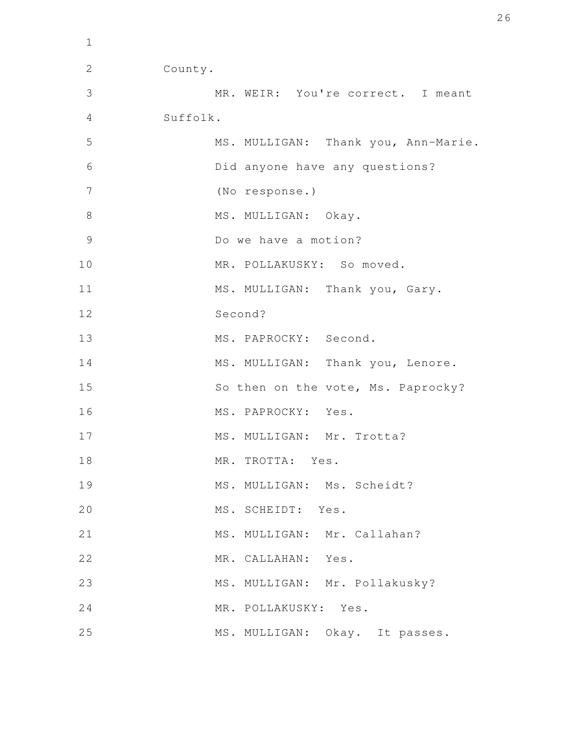County.

MR. WEIR: You're correct. I meant Suffolk.

MS. MULLIGAN: Thank you, Ann-Marie.

Did anyone have any questions?

(No response.)

MS. MULLIGAN: Okay.

Do we have a motion?

MR. POLLAKUSKY: So moved.

MS. MULLIGAN: Thank you, Gary.

Second?

MS. PAPROCKY: Second.

MS. MULLIGAN: Thank you, Lenore.

So then on the vote, Ms. Paprocky?

MS. PAPROCKY: Yes.

MS. MULLIGAN: Mr. Trotta?

MR. TROTTA: Yes.

MS. MULLIGAN: Ms. Scheidt?

MS. SCHEIDT: Yes.

MS. MULLIGAN: Mr. Callahan?

MR. CALLAHAN: Yes.

MS. MULLIGAN: Mr. Pollakusky?

MR. POLLAKUSKY: Yes.

MS. MULLIGAN: Okay. It passes.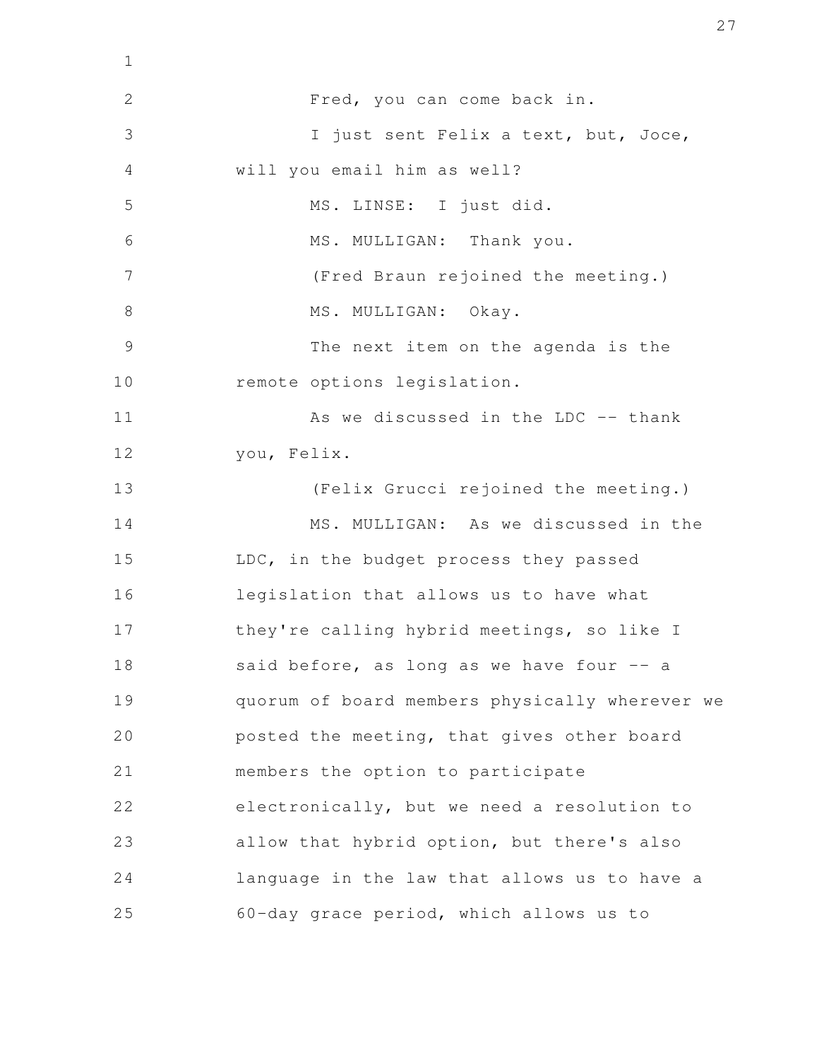Fred, you can come back in.

I just sent Felix a text, but, Joce, will you email him as well?

MS. LINSE: I just did.

MS. MULLIGAN: Thank you.

(Fred Braun rejoined the meeting.)

MS. MULLIGAN: Okay.

The next item on the agenda is the remote options legislation.

As we discussed in the LDC -- thank you, Felix.

(Felix Grucci rejoined the meeting.)

MS. MULLIGAN: As we discussed in the LDC, in the budget process they passed legislation that allows us to have what they're calling hybrid meetings, so like I said before, as long as we have four -- a quorum of board members physically wherever we posted the meeting, that gives other board members the option to participate electronically, but we need a resolution to allow that hybrid option, but there's also language in the law that allows us to have a 60-day grace period, which allows us to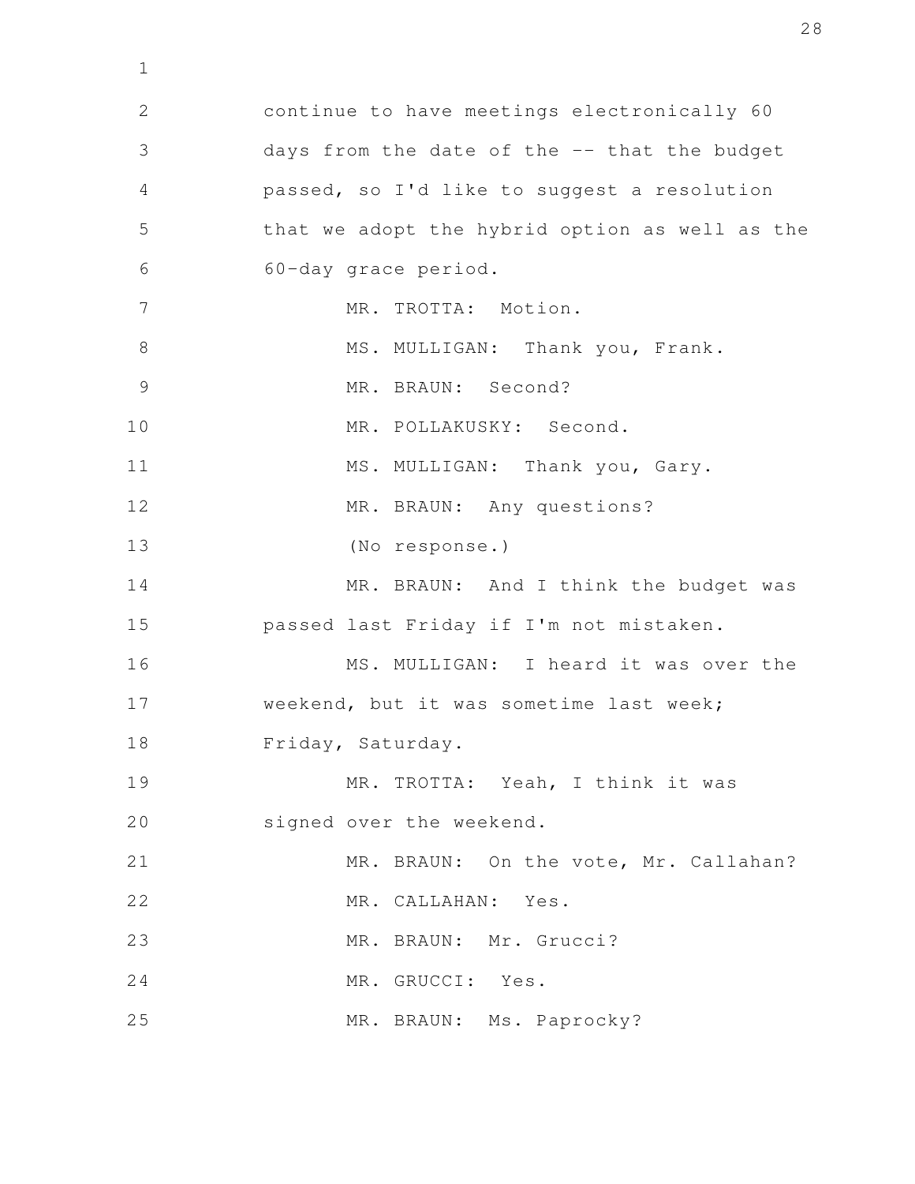continue to have meetings electronically 60 days from the date of the -- that the budget passed, so I'd like to suggest a resolution that we adopt the hybrid option as well as the 60-day grace period.

MR. TROTTA: Motion.

MS. MULLIGAN: Thank you, Frank.

MR. BRAUN: Second?

MR. POLLAKUSKY: Second.

MS. MULLIGAN: Thank you, Gary.

MR. BRAUN: Any questions?

(No response.)

MR. BRAUN: And I think the budget was passed last Friday if I'm not mistaken.

MS. MULLIGAN: I heard it was over the weekend, but it was sometime last week; Friday, Saturday.

MR. TROTTA: Yeah, I think it was signed over the weekend.

MR. BRAUN: On the vote, Mr. Callahan?

MR. CALLAHAN: Yes.

MR. BRAUN: Mr. Grucci?

MR. GRUCCI: Yes.

MR. BRAUN: Ms. Paprocky?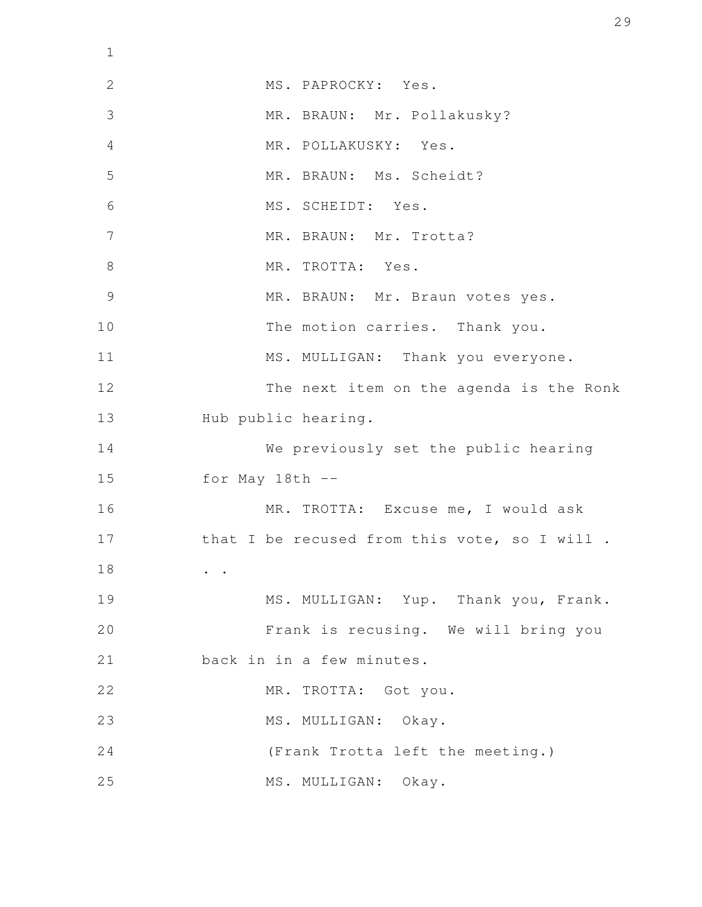MS. PAPROCKY: Yes.

MR. BRAUN: Mr. Pollakusky?

MR. POLLAKUSKY: Yes.

MR. BRAUN: Ms. Scheidt?

MS. SCHEIDT: Yes.

MR. BRAUN: Mr. Trotta?

MR. TROTTA: Yes.

MR. BRAUN: Mr. Braun votes yes.

The motion carries. Thank you.

MS. MULLIGAN: Thank you everyone.

The next item on the agenda is the Ronk Hub public hearing.

We previously set the public hearing for May 18th --

MR. TROTTA: Excuse me, I would ask that I be recused from this vote, so I will . . .

MS. MULLIGAN: Yup. Thank you, Frank.

Frank is recusing. We will bring you back in in a few minutes.

MR. TROTTA: Got you.

MS. MULLIGAN: Okay.

(Frank Trotta left the meeting.)

MS. MULLIGAN: Okay.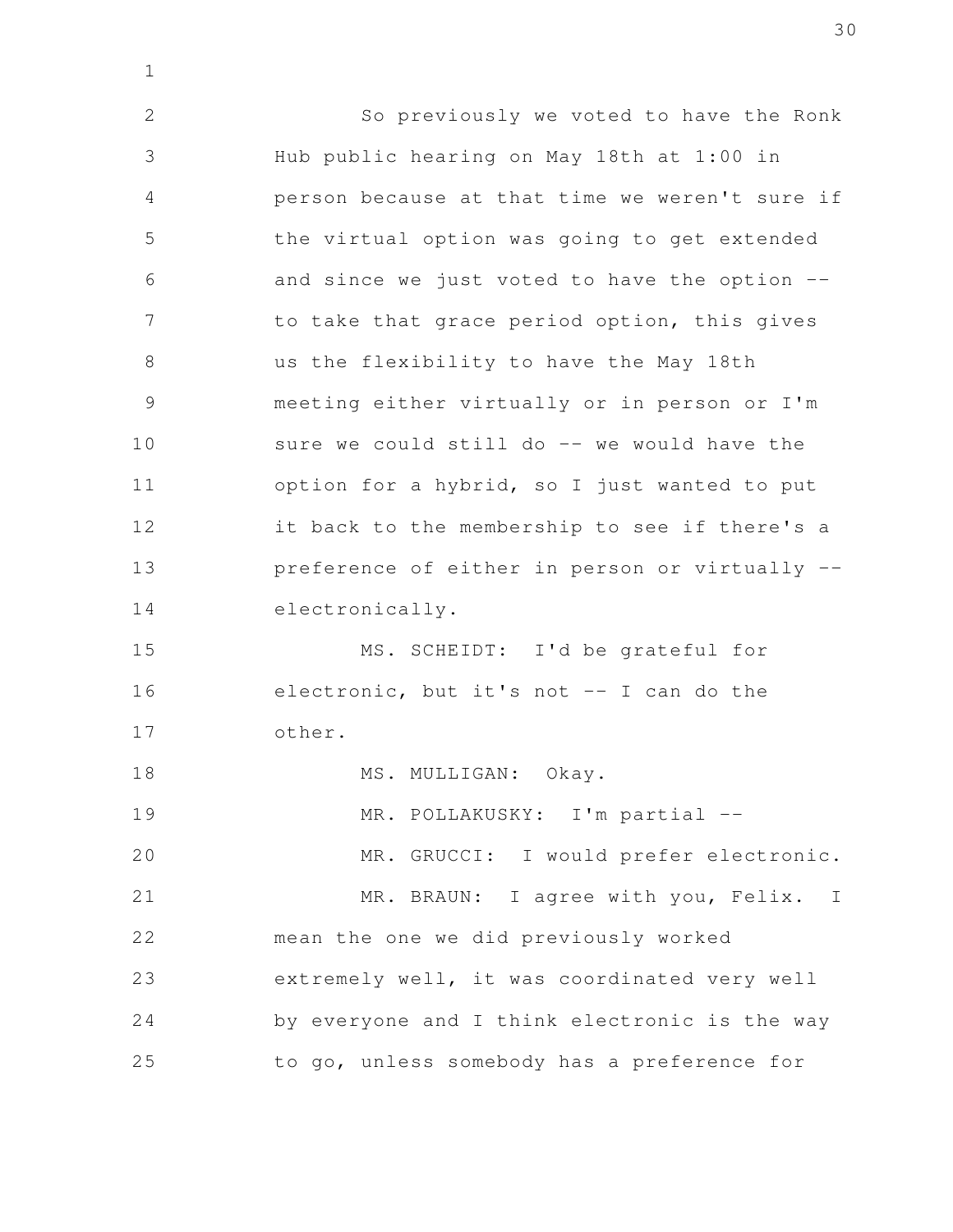So previously we voted to have the Ronk Hub public hearing on May 18th at 1:00 in person because at that time we weren't sure if the virtual option was going to get extended and since we just voted to have the option -- to take that grace period option, this gives us the flexibility to have the May 18th meeting either virtually or in person or I'm sure we could still do -- we would have the option for a hybrid, so I just wanted to put it back to the membership to see if there's a preference of either in person or virtually -- electronically.

MS. SCHEIDT: I'd be grateful for electronic, but it's not -- I can do the other.

MS. MULLIGAN: Okay.

MR. POLLAKUSKY: I'm partial --

MR. GRUCCI: I would prefer electronic.

MR. BRAUN: I agree with you, Felix. I mean the one we did previously worked extremely well, it was coordinated very well by everyone and I think electronic is the way to go, unless somebody has a preference for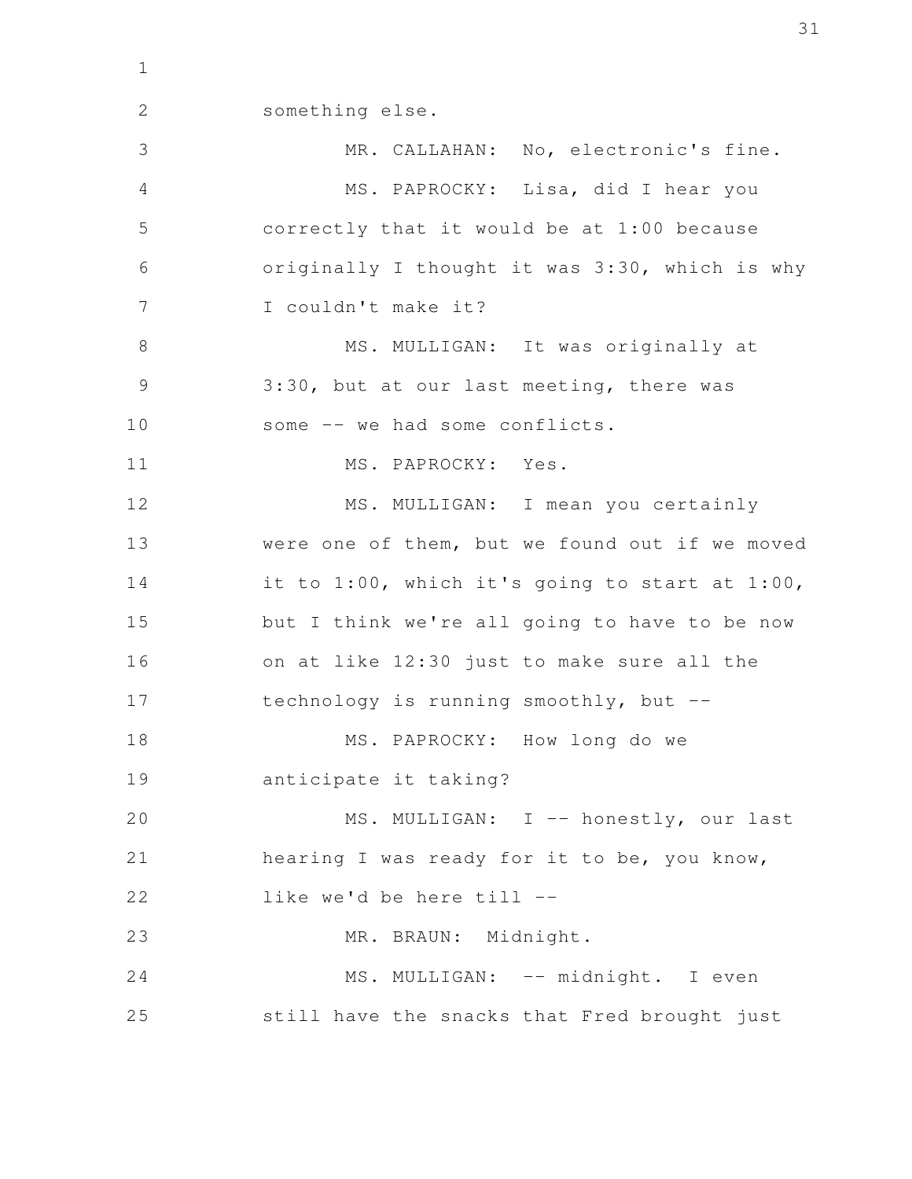something else.

MR. CALLAHAN: No, electronic's fine.

MS. PAPROCKY: Lisa, did I hear you correctly that it would be at 1:00 because originally I thought it was 3:30, which is why I couldn't make it?

MS. MULLIGAN: It was originally at 3:30, but at our last meeting, there was some -- we had some conflicts.

MS. PAPROCKY: Yes.

MS. MULLIGAN: I mean you certainly were one of them, but we found out if we moved it to 1:00, which it's going to start at 1:00, but I think we're all going to have to be now on at like 12:30 just to make sure all the technology is running smoothly, but --

MS. PAPROCKY: How long do we anticipate it taking?

MS. MULLIGAN: I -- honestly, our last hearing I was ready for it to be, you know, like we'd be here till --

MR. BRAUN: Midnight.

MS. MULLIGAN: -- midnight. I even still have the snacks that Fred brought just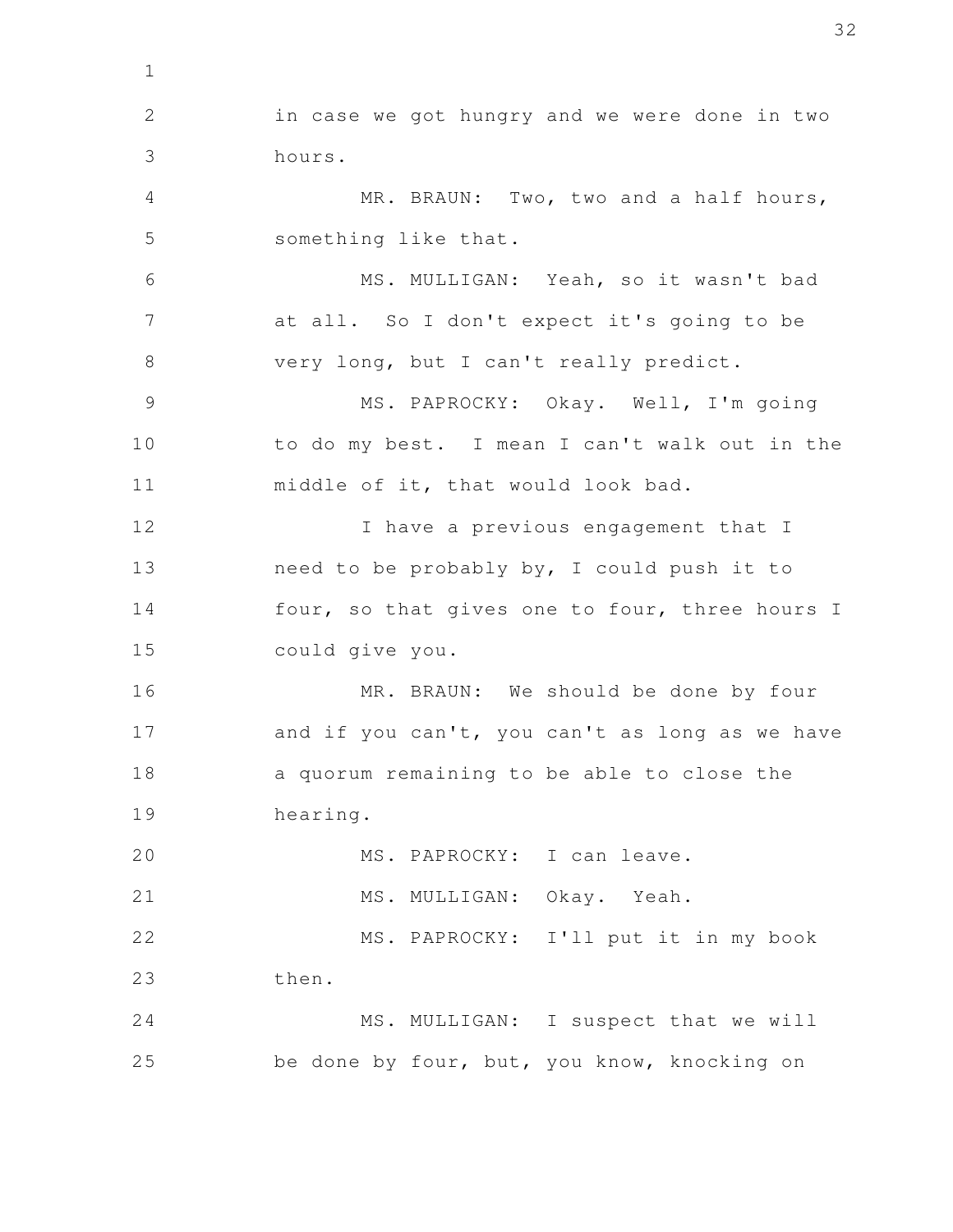in case we got hungry and we were done in two hours.

MR. BRAUN: Two, two and a half hours, something like that.

MS. MULLIGAN: Yeah, so it wasn't bad at all. So I don't expect it's going to be very long, but I can't really predict.

MS. PAPROCKY: Okay. Well, I'm going to do my best. I mean I can't walk out in the middle of it, that would look bad.

I have a previous engagement that I need to be probably by, I could push it to four, so that gives one to four, three hours I could give you.

MR. BRAUN: We should be done by four and if you can't, you can't as long as we have a quorum remaining to be able to close the hearing.

MS. PAPROCKY: I can leave.

MS. MULLIGAN: Okay. Yeah.

MS. PAPROCKY: I'll put it in my book then.

MS. MULLIGAN: I suspect that we will be done by four, but, you know, knocking on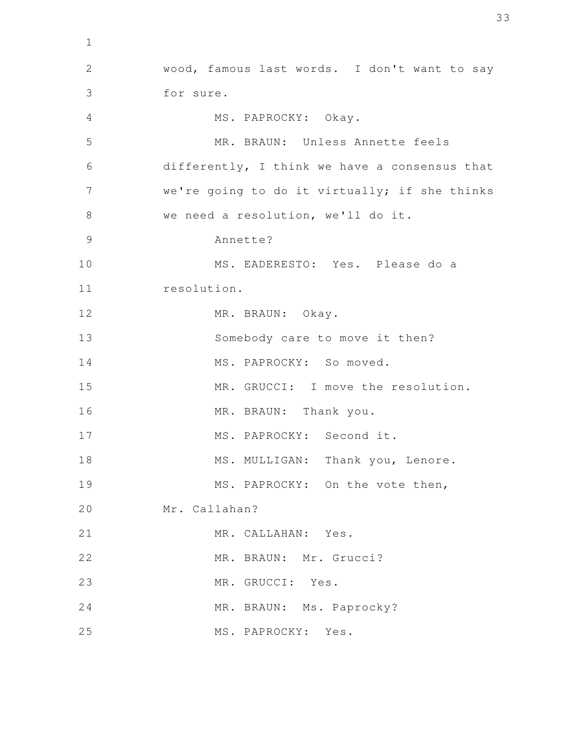wood, famous last words. I don't want to say for sure.

MS. PAPROCKY: Okay.

MR. BRAUN: Unless Annette feels differently, I think we have a consensus that we're going to do it virtually; if she thinks we need a resolution, we'll do it.

Annette?

MS. EADERESTO: Yes. Please do a resolution.

MR. BRAUN: Okay.

Somebody care to move it then?

MS. PAPROCKY: So moved.

MR. GRUCCI: I move the resolution.

MR. BRAUN: Thank you.

MS. PAPROCKY: Second it.

MS. MULLIGAN: Thank you, Lenore.

MS. PAPROCKY: On the vote then, Mr. Callahan?

MR. CALLAHAN: Yes.

MR. BRAUN: Mr. Grucci?

MR. GRUCCI: Yes.

MR. BRAUN: Ms. Paprocky?

MS. PAPROCKY: Yes.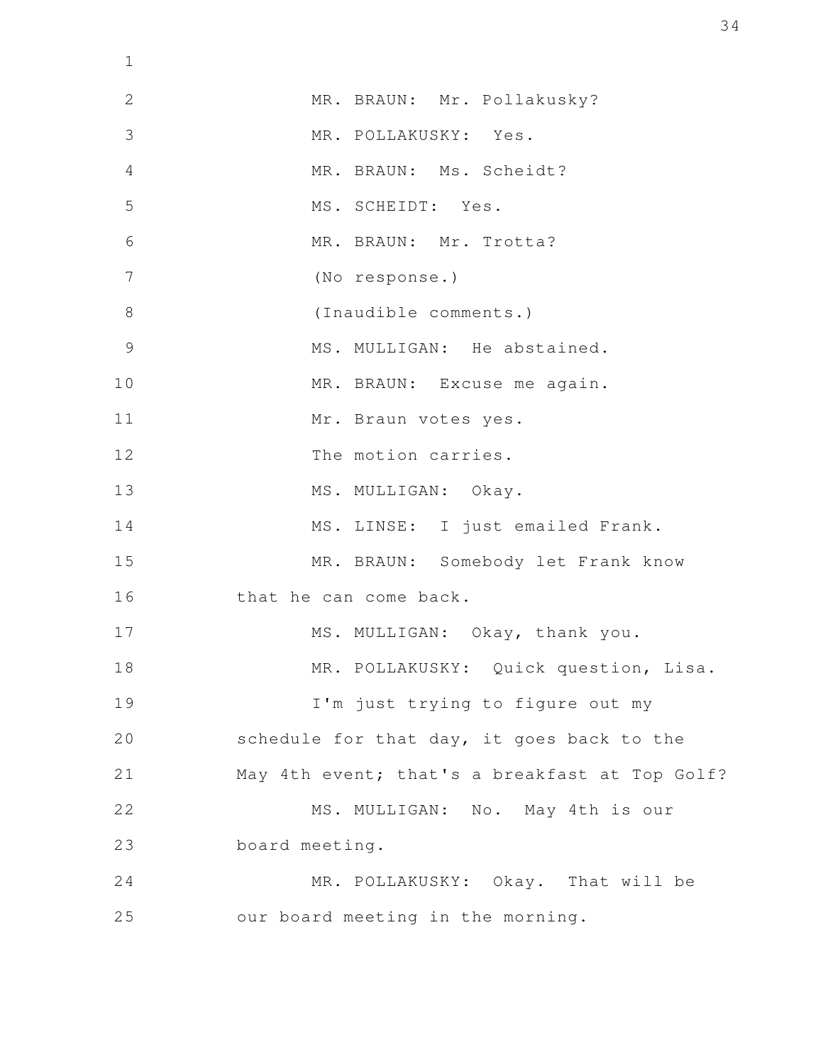MR. BRAUN: Mr. Pollakusky?

MR. POLLAKUSKY: Yes.

MR. BRAUN: Ms. Scheidt?

MS. SCHEIDT: Yes.

MR. BRAUN: Mr. Trotta?

(No response.)

(Inaudible comments.)

MS. MULLIGAN: He abstained.

MR. BRAUN: Excuse me again.

Mr. Braun votes yes.

The motion carries.

MS. MULLIGAN: Okay.

MS. LINSE: I just emailed Frank.

MR. BRAUN: Somebody let Frank know that he can come back.

MS. MULLIGAN: Okay, thank you.

MR. POLLAKUSKY: Quick question, Lisa.

I'm just trying to figure out my schedule for that day, it goes back to the May 4th event; that's a breakfast at Top Golf?

MS. MULLIGAN: No. May 4th is our board meeting.

MR. POLLAKUSKY: Okay. That will be our board meeting in the morning.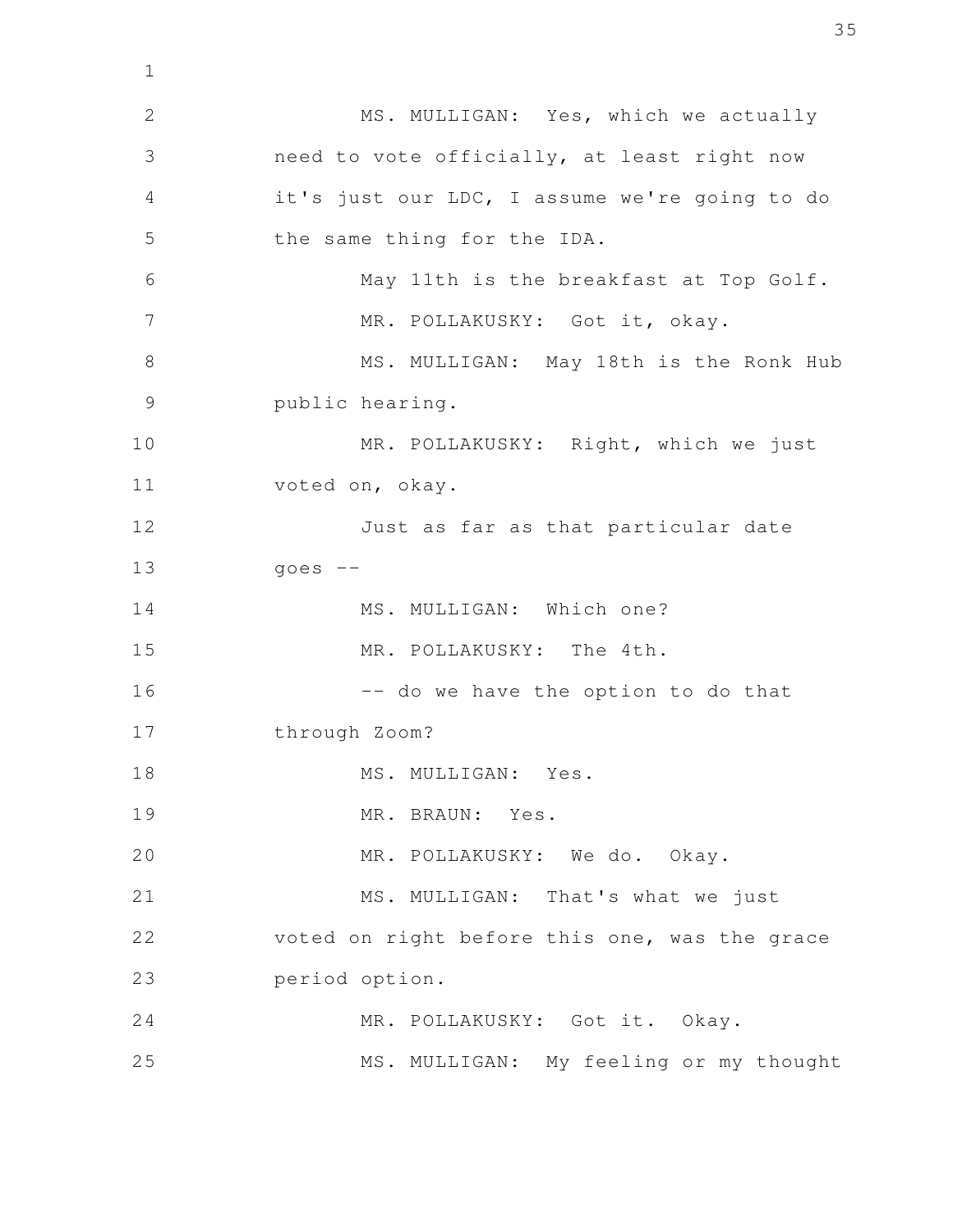MS. MULLIGAN: Yes, which we actually need to vote officially, at least right now it's just our LDC, I assume we're going to do the same thing for the IDA.

May 11th is the breakfast at Top Golf.

MR. POLLAKUSKY: Got it, okay.

MS. MULLIGAN: May 18th is the Ronk Hub public hearing.

MR. POLLAKUSKY: Right, which we just voted on, okay.

Just as far as that particular date goes --

MS. MULLIGAN: Which one?

MR. POLLAKUSKY: The 4th.

-- do we have the option to do that through Zoom?

MS. MULLIGAN: Yes.

MR. BRAUN: Yes.

MR. POLLAKUSKY: We do. Okay.

MS. MULLIGAN: That's what we just voted on right before this one, was the grace period option.

MR. POLLAKUSKY: Got it. Okay.

MS. MULLIGAN: My feeling or my thought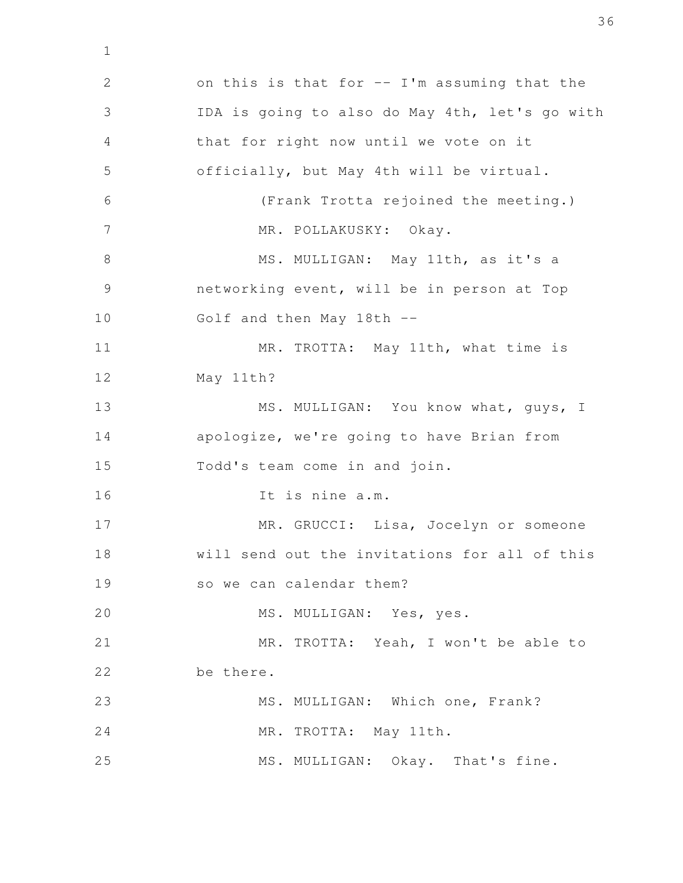on this is that for -- I'm assuming that the IDA is going to also do May 4th, let's go with that for right now until we vote on it officially, but May 4th will be virtual.

(Frank Trotta rejoined the meeting.)

MR. POLLAKUSKY: Okay.

MS. MULLIGAN: May 11th, as it's a networking event, will be in person at Top Golf and then May 18th --

MR. TROTTA: May 11th, what time is May 11th?

MS. MULLIGAN: You know what, guys, I apologize, we're going to have Brian from Todd's team come in and join.

It is nine a.m.

MR. GRUCCI: Lisa, Jocelyn or someone will send out the invitations for all of this so we can calendar them?

MS. MULLIGAN: Yes, yes.

MR. TROTTA: Yeah, I won't be able to be there.

MS. MULLIGAN: Which one, Frank?

MR. TROTTA: May 11th.

MS. MULLIGAN: Okay. That's fine.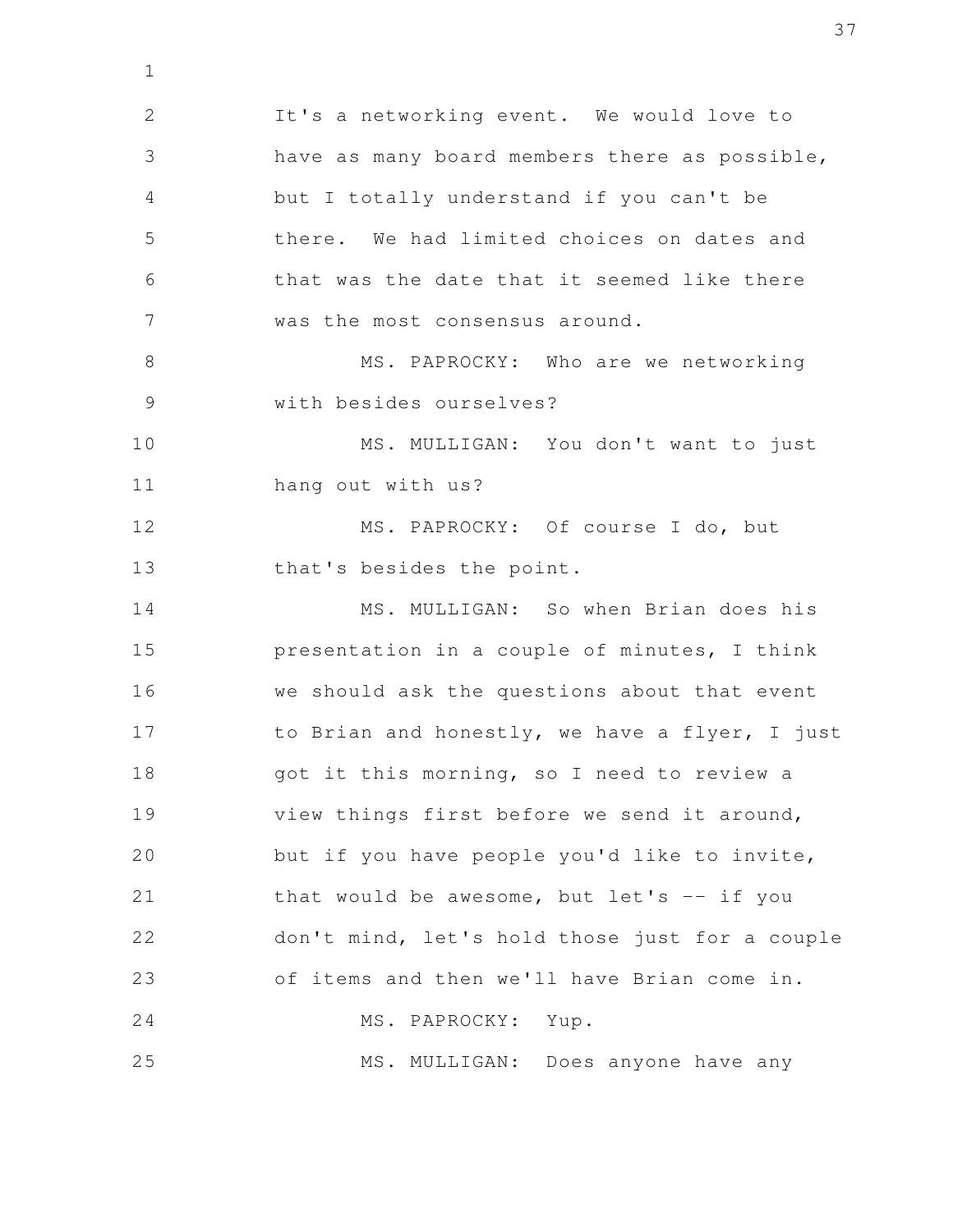It's a networking event. We would love to have as many board members there as possible, but I totally understand if you can't be there. We had limited choices on dates and that was the date that it seemed like there was the most consensus around.

MS. PAPROCKY: Who are we networking with besides ourselves?

MS. MULLIGAN: You don't want to just hang out with us?

MS. PAPROCKY: Of course I do, but that's besides the point.

MS. MULLIGAN: So when Brian does his presentation in a couple of minutes, I think we should ask the questions about that event to Brian and honestly, we have a flyer, I just got it this morning, so I need to review a view things first before we send it around, but if you have people you'd like to invite, that would be awesome, but let's -- if you don't mind, let's hold those just for a couple of items and then we'll have Brian come in.

MS. PAPROCKY: Yup.

MS. MULLIGAN: Does anyone have any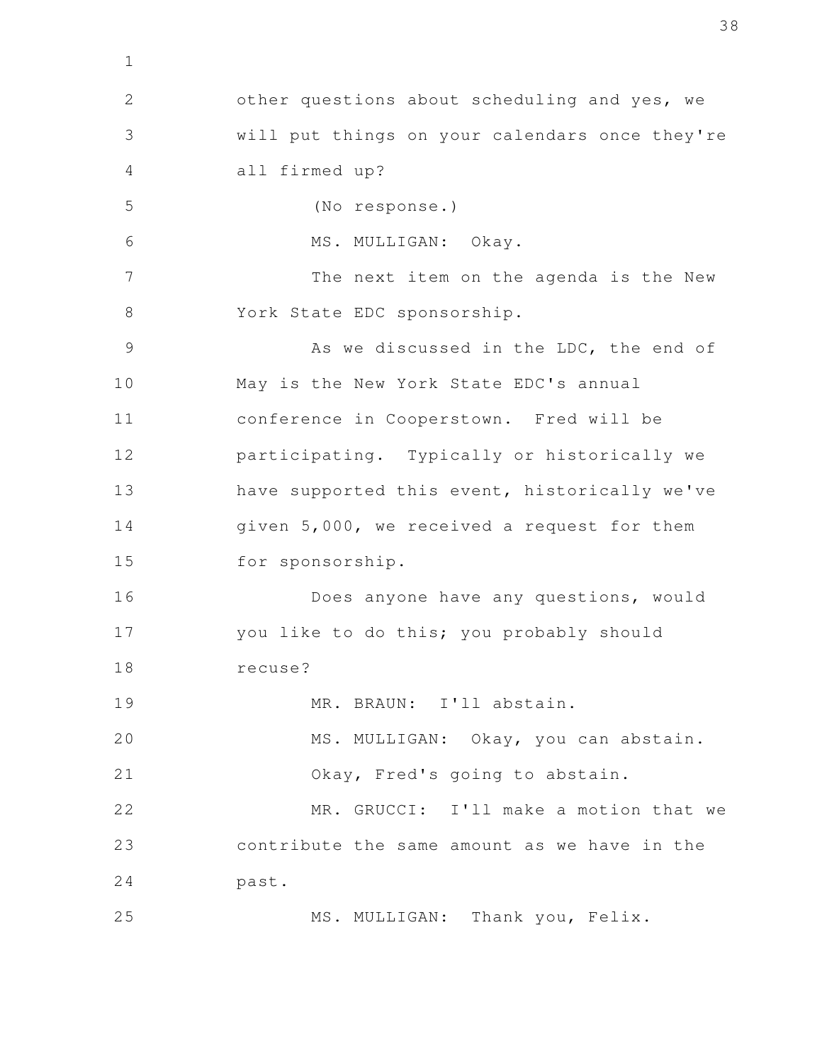other questions about scheduling and yes, we will put things on your calendars once they're all firmed up?

(No response.)

MS. MULLIGAN: Okay.

The next item on the agenda is the New York State EDC sponsorship.

As we discussed in the LDC, the end of May is the New York State EDC's annual conference in Cooperstown. Fred will be participating. Typically or historically we have supported this event, historically we've given 5,000, we received a request for them for sponsorship.

Does anyone have any questions, would you like to do this; you probably should recuse?

MR. BRAUN: I'll abstain.

MS. MULLIGAN: Okay, you can abstain.

Okay, Fred's going to abstain.

MR. GRUCCI: I'll make a motion that we contribute the same amount as we have in the past.

MS. MULLIGAN: Thank you, Felix.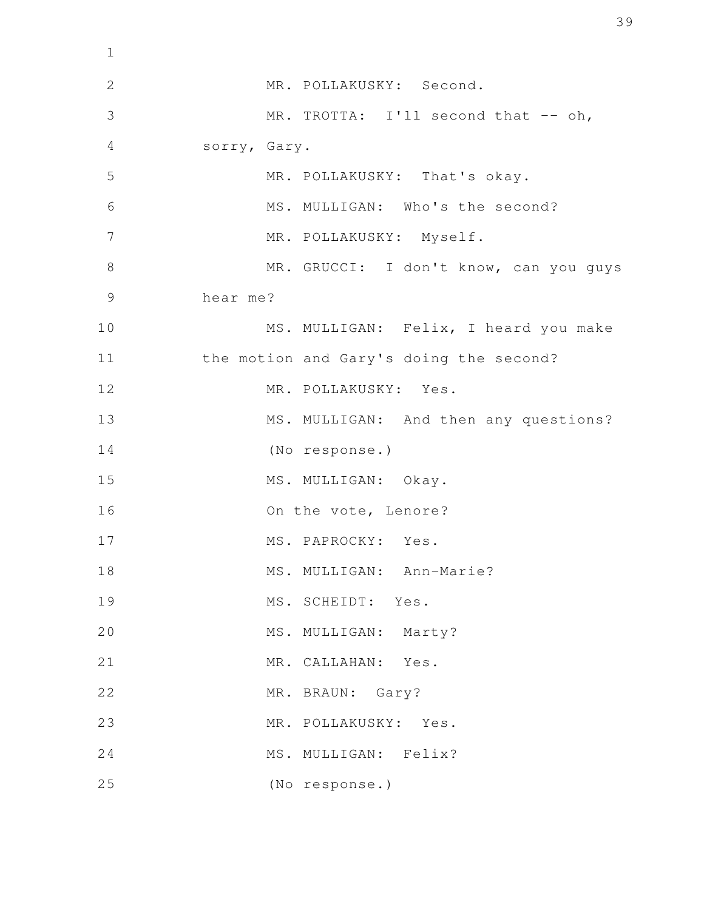MR. POLLAKUSKY: Second.

MR. TROTTA: I'll second that -- oh, sorry, Gary.

MR. POLLAKUSKY: That's okay.

MS. MULLIGAN: Who's the second?

MR. POLLAKUSKY: Myself.

MR. GRUCCI: I don't know, can you guys hear me?

MS. MULLIGAN: Felix, I heard you make the motion and Gary's doing the second?

MR. POLLAKUSKY: Yes.

MS. MULLIGAN: And then any questions?

(No response.)

MS. MULLIGAN: Okay.

On the vote, Lenore?

MS. PAPROCKY: Yes.

MS. MULLIGAN: Ann-Marie?

MS. SCHEIDT: Yes.

MS. MULLIGAN: Marty?

MR. CALLAHAN: Yes.

MR. BRAUN: Gary?

MR. POLLAKUSKY: Yes.

MS. MULLIGAN: Felix?

(No response.)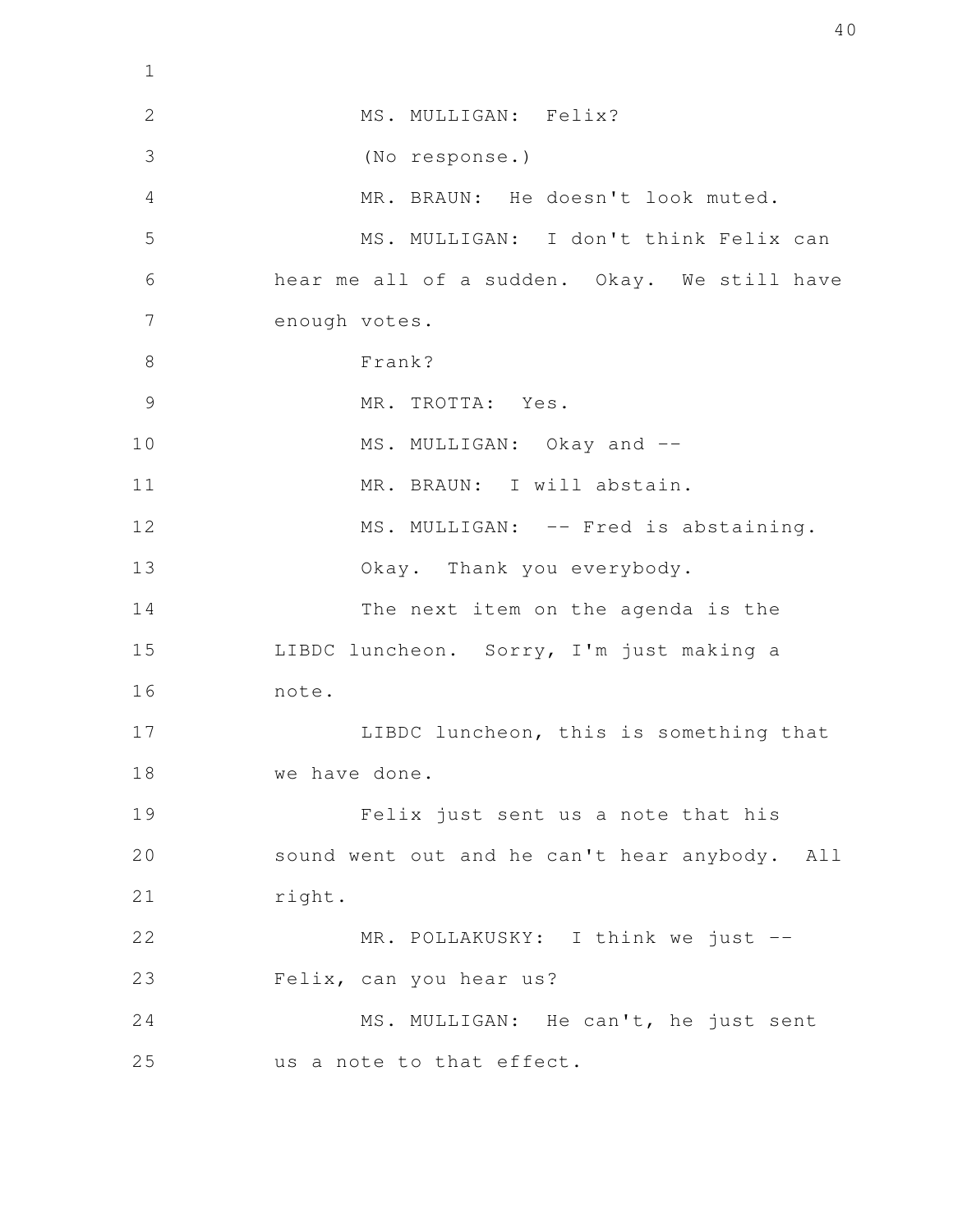MS. MULLIGAN: Felix?

(No response.)

MR. BRAUN: He doesn't look muted.

MS. MULLIGAN: I don't think Felix can hear me all of a sudden. Okay. We still have enough votes.

Frank?

MR. TROTTA: Yes.

MS. MULLIGAN: Okay and --

MR. BRAUN: I will abstain.

MS. MULLIGAN: -- Fred is abstaining.

Okay. Thank you everybody.

The next item on the agenda is the LIBDC luncheon. Sorry, I'm just making a note.

LIBDC luncheon, this is something that we have done.

Felix just sent us a note that his sound went out and he can't hear anybody. All right.

MR. POLLAKUSKY: I think we just -- Felix, can you hear us?

MS. MULLIGAN: He can't, he just sent us a note to that effect.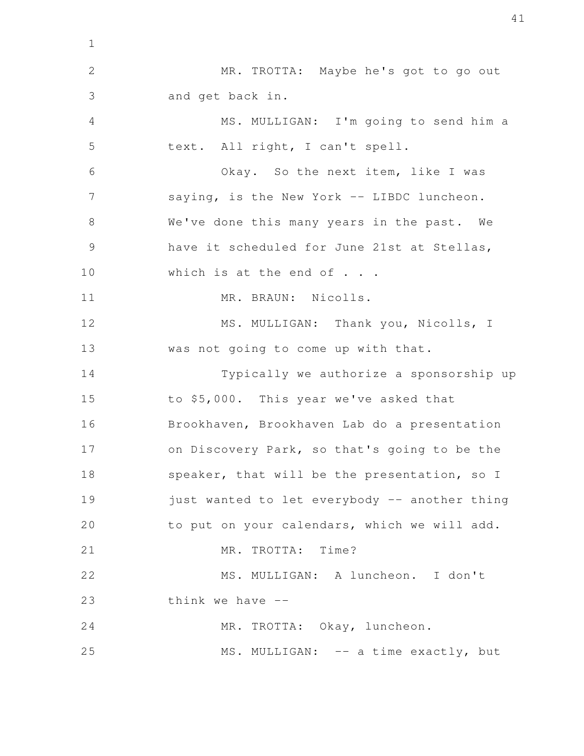MR. TROTTA: Maybe he's got to go out and get back in.

MS. MULLIGAN: I'm going to send him a text. All right, I can't spell.

Okay. So the next item, like I was saying, is the New York -- LIBDC luncheon. We've done this many years in the past. We have it scheduled for June 21st at Stellas, which is at the end of . . .

MR. BRAUN: Nicolls.

MS. MULLIGAN: Thank you, Nicolls, I was not going to come up with that.

Typically we authorize a sponsorship up to $5,000. This year we've asked that Brookhaven, Brookhaven Lab do a presentation on Discovery Park, so that's going to be the speaker, that will be the presentation, so I just wanted to let everybody -- another thing to put on your calendars, which we will add.

MR. TROTTA: Time?

MS. MULLIGAN: A luncheon. I don't think we have --

MR. TROTTA: Okay, luncheon.

MS. MULLIGAN: -- a time exactly, but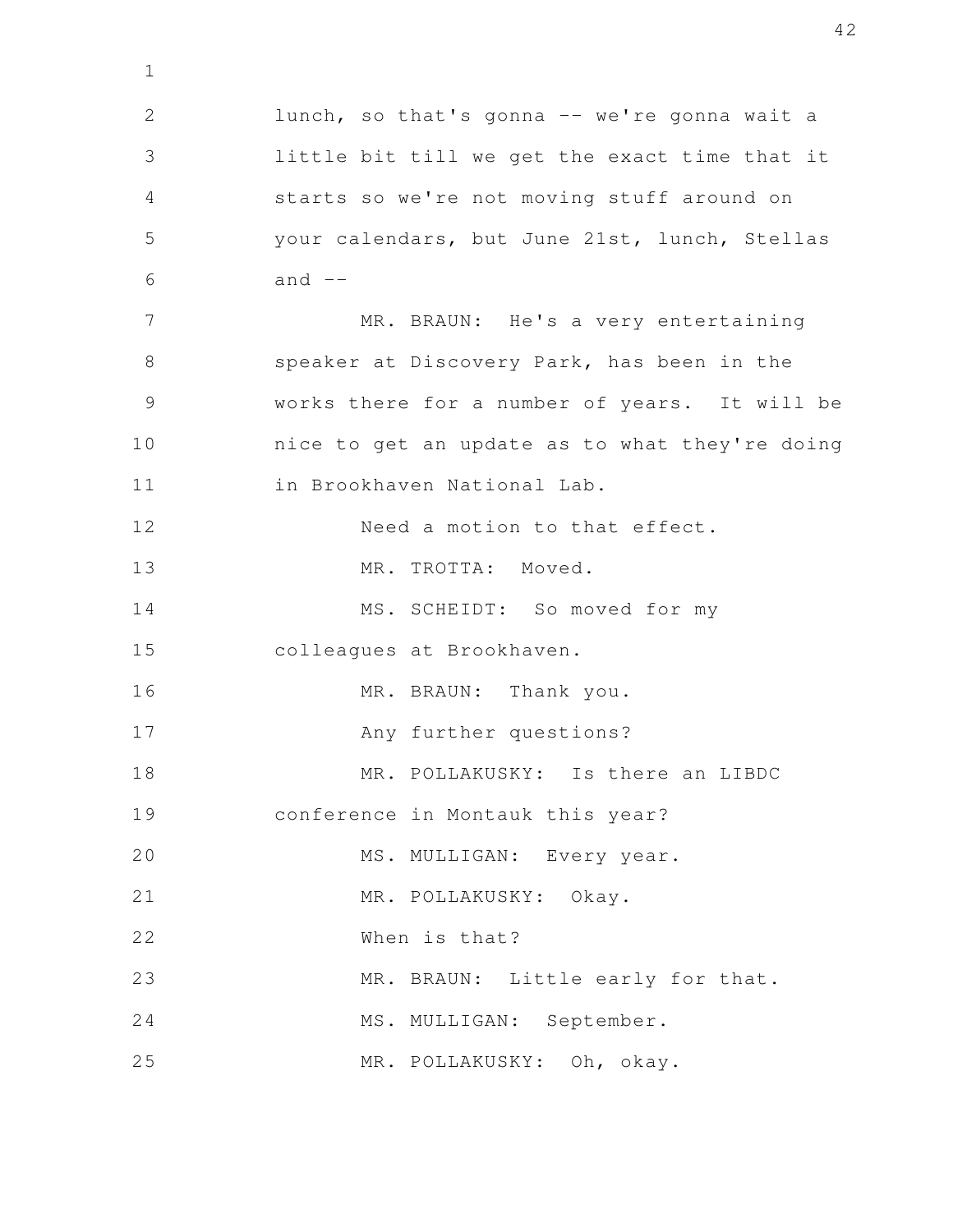lunch, so that's gonna -- we're gonna wait a little bit till we get the exact time that it starts so we're not moving stuff around on your calendars, but June 21st, lunch, Stellas and --

MR. BRAUN: He's a very entertaining speaker at Discovery Park, has been in the works there for a number of years. It will be nice to get an update as to what they're doing in Brookhaven National Lab.

Need a motion to that effect.

MR. TROTTA: Moved.

MS. SCHEIDT: So moved for my colleagues at Brookhaven.

MR. BRAUN: Thank you.

Any further questions?

MR. POLLAKUSKY: Is there an LIBDC conference in Montauk this year?

MS. MULLIGAN: Every year.

MR. POLLAKUSKY: Okay.

When is that?

MR. BRAUN: Little early for that.

MS. MULLIGAN: September.

MR. POLLAKUSKY: Oh, okay.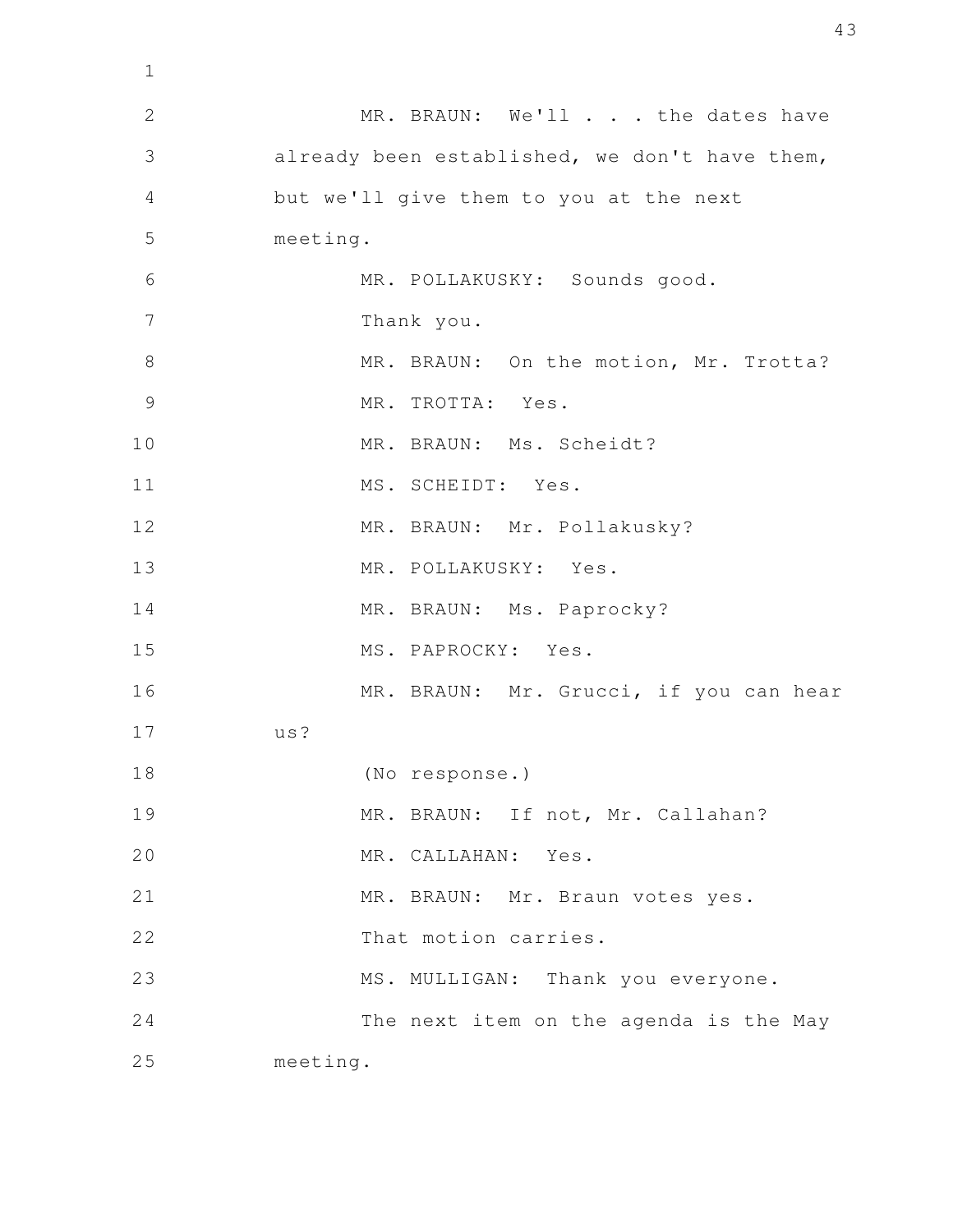MR. BRAUN: We'll . . . the dates have already been established, we don't have them, but we'll give them to you at the next meeting.

MR. POLLAKUSKY: Sounds good.

Thank you.

MR. BRAUN: On the motion, Mr. Trotta?

MR. TROTTA: Yes.

MR. BRAUN: Ms. Scheidt?

MS. SCHEIDT: Yes.

MR. BRAUN: Mr. Pollakusky?

MR. POLLAKUSKY: Yes.

MR. BRAUN: Ms. Paprocky?

MS. PAPROCKY: Yes.

MR. BRAUN: Mr. Grucci, if you can hear us?

(No response.)

MR. BRAUN: If not, Mr. Callahan?

MR. CALLAHAN: Yes.

MR. BRAUN: Mr. Braun votes yes.

That motion carries.

MS. MULLIGAN: Thank you everyone.

The next item on the agenda is the May meeting.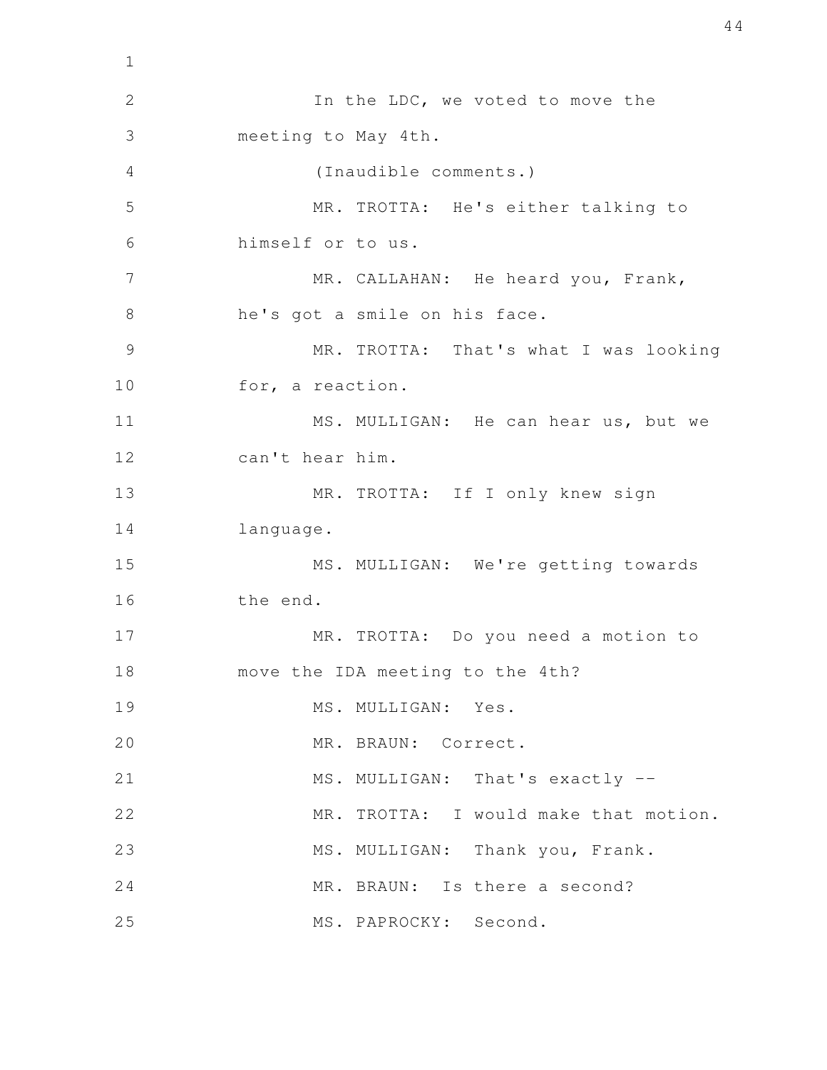In the LDC, we voted to move the meeting to May 4th.

(Inaudible comments.)

MR. TROTTA: He's either talking to himself or to us.

MR. CALLAHAN: He heard you, Frank, he's got a smile on his face.

MR. TROTTA: That's what I was looking for, a reaction.

MS. MULLIGAN: He can hear us, but we can't hear him.

MR. TROTTA: If I only knew sign language.

MS. MULLIGAN: We're getting towards the end.

MR. TROTTA: Do you need a motion to move the IDA meeting to the 4th?

MS. MULLIGAN: Yes.

MR. BRAUN: Correct.

MS. MULLIGAN: That's exactly --

MR. TROTTA: I would make that motion.

MS. MULLIGAN: Thank you, Frank.

MR. BRAUN: Is there a second?

MS. PAPROCKY: Second.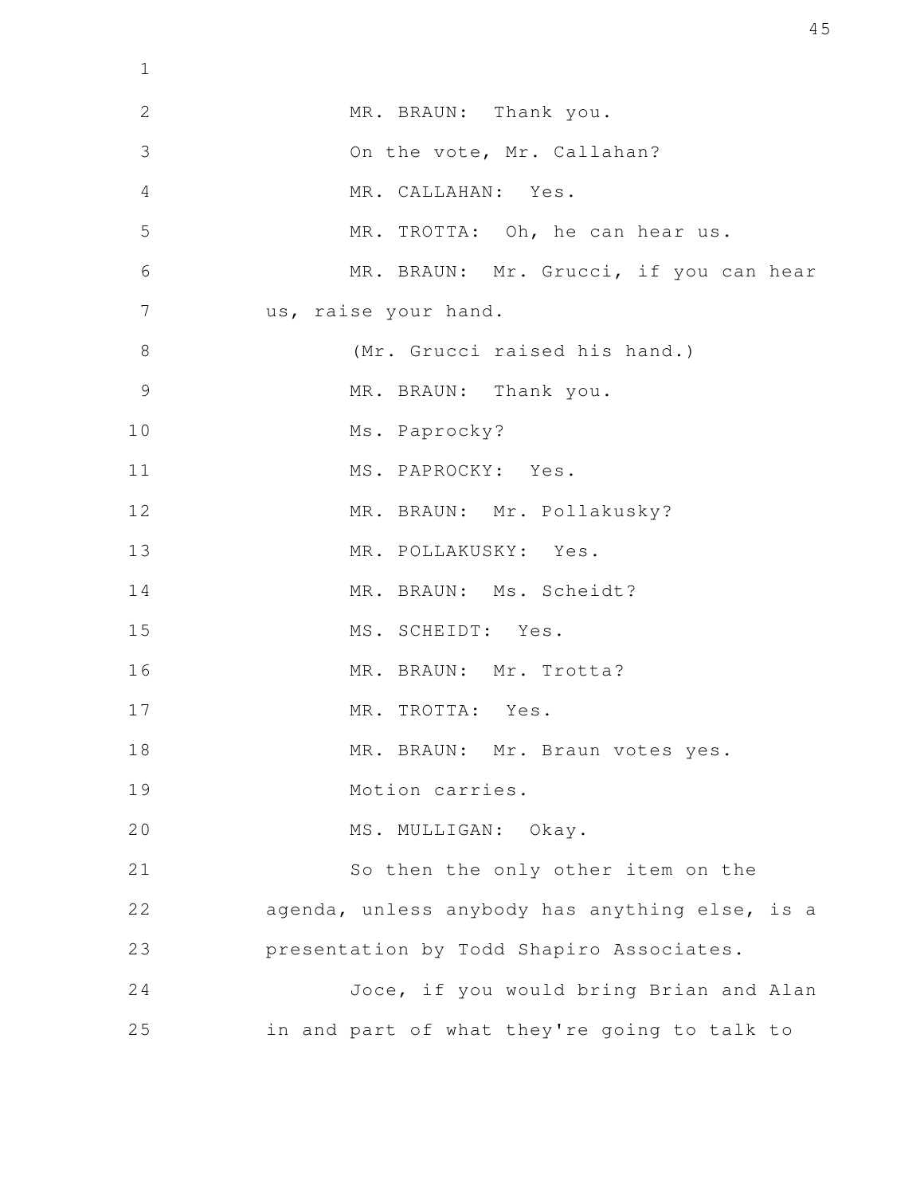MR. BRAUN: Thank you.

On the vote, Mr. Callahan?

MR. CALLAHAN: Yes.

MR. TROTTA: Oh, he can hear us.

MR. BRAUN: Mr. Grucci, if you can hear us, raise your hand.

(Mr. Grucci raised his hand.)

MR. BRAUN: Thank you.

Ms. Paprocky?

MS. PAPROCKY: Yes.

MR. BRAUN: Mr. Pollakusky?

MR. POLLAKUSKY: Yes.

MR. BRAUN: Ms. Scheidt?

MS. SCHEIDT: Yes.

MR. BRAUN: Mr. Trotta?

MR. TROTTA: Yes.

MR. BRAUN: Mr. Braun votes yes.

Motion carries.

MS. MULLIGAN: Okay.

So then the only other item on the agenda, unless anybody has anything else, is a presentation by Todd Shapiro Associates.

Joce, if you would bring Brian and Alan in and part of what they're going to talk to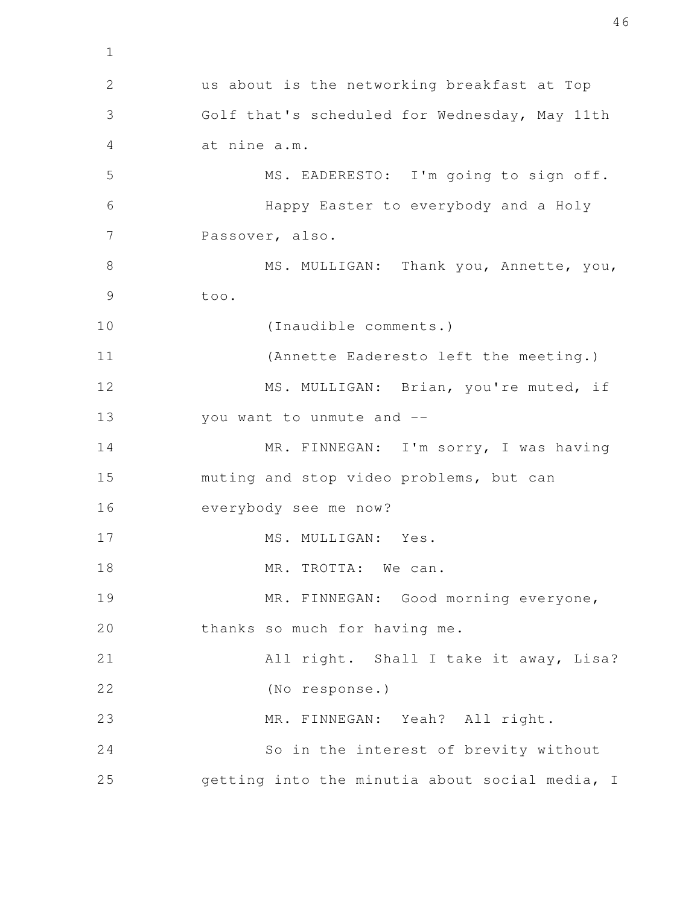us about is the networking breakfast at Top Golf that's scheduled for Wednesday, May 11th at nine a.m.

MS. EADERESTO: I'm going to sign off.

Happy Easter to everybody and a Holy Passover, also.

MS. MULLIGAN: Thank you, Annette, you, too.

(Inaudible comments.)

(Annette Eaderesto left the meeting.)

MS. MULLIGAN: Brian, you're muted, if you want to unmute and --

MR. FINNEGAN: I'm sorry, I was having muting and stop video problems, but can everybody see me now?

MS. MULLIGAN: Yes.

MR. TROTTA: We can.

MR. FINNEGAN: Good morning everyone, thanks so much for having me.

All right. Shall I take it away, Lisa?

(No response.)

MR. FINNEGAN: Yeah? All right.

So in the interest of brevity without getting into the minutia about social media, I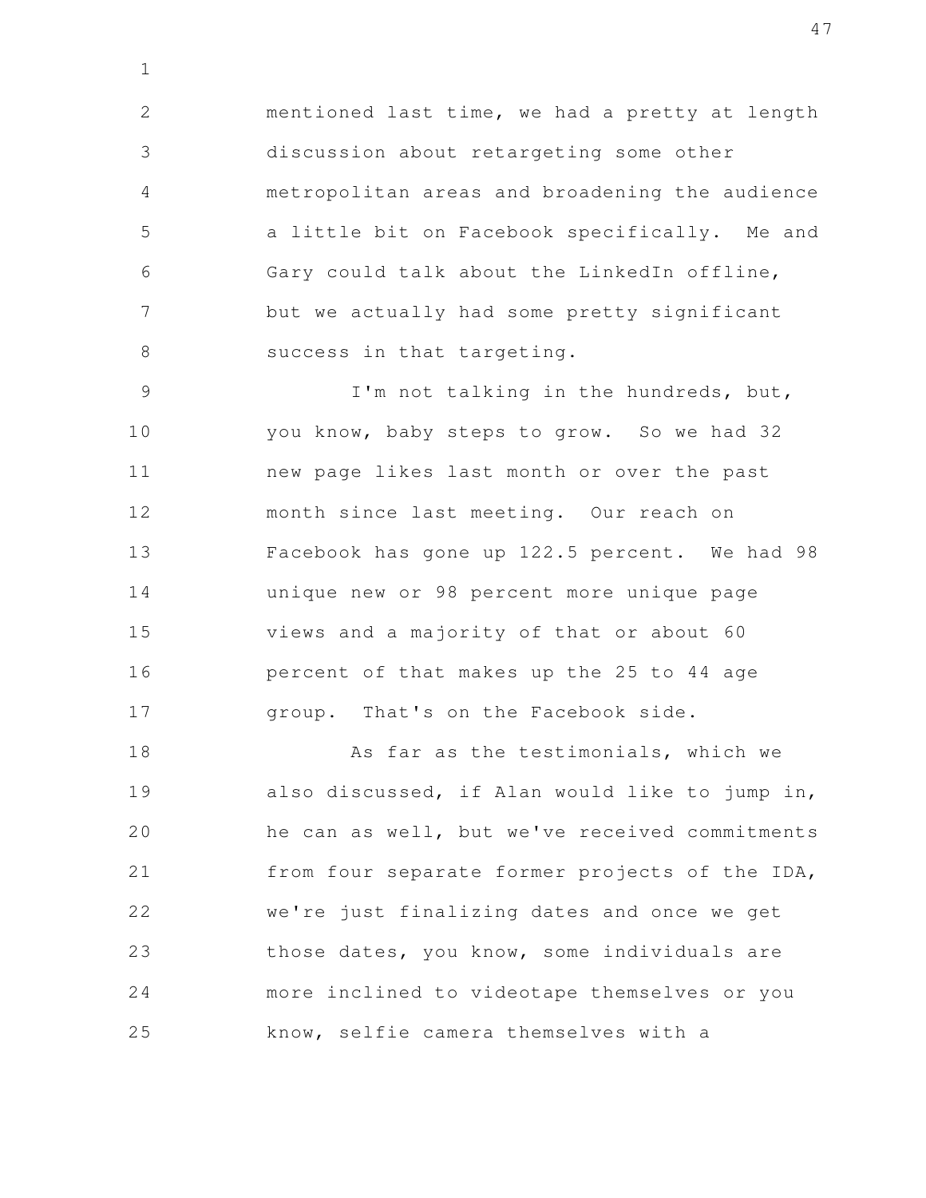mentioned last time, we had a pretty at length discussion about retargeting some other metropolitan areas and broadening the audience a little bit on Facebook specifically. Me and Gary could talk about the LinkedIn offline, but we actually had some pretty significant success in that targeting.

I'm not talking in the hundreds, but, you know, baby steps to grow. So we had 32 new page likes last month or over the past month since last meeting. Our reach on Facebook has gone up 122.5 percent. We had 98 unique new or 98 percent more unique page views and a majority of that or about 60 percent of that makes up the 25 to 44 age group. That's on the Facebook side.

As far as the testimonials, which we also discussed, if Alan would like to jump in, he can as well, but we've received commitments from four separate former projects of the IDA, we're just finalizing dates and once we get those dates, you know, some individuals are more inclined to videotape themselves or you know, selfie camera themselves with a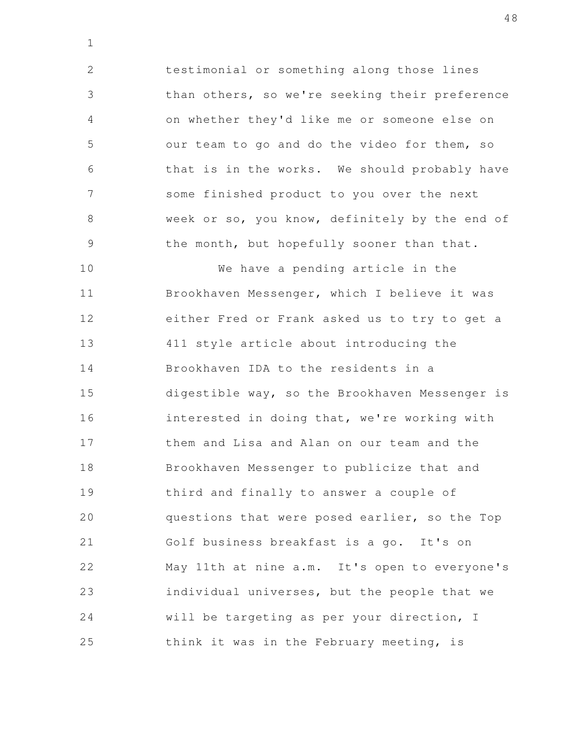testimonial or something along those lines than others, so we're seeking their preference on whether they'd like me or someone else on our team to go and do the video for them, so that is in the works. We should probably have some finished product to you over the next week or so, you know, definitely by the end of the month, but hopefully sooner than that.

We have a pending article in the Brookhaven Messenger, which I believe it was either Fred or Frank asked us to try to get a 411 style article about introducing the Brookhaven IDA to the residents in a digestible way, so the Brookhaven Messenger is interested in doing that, we're working with them and Lisa and Alan on our team and the Brookhaven Messenger to publicize that and third and finally to answer a couple of questions that were posed earlier, so the Top Golf business breakfast is a go. It's on May 11th at nine a.m. It's open to everyone's individual universes, but the people that we will be targeting as per your direction, I think it was in the February meeting, is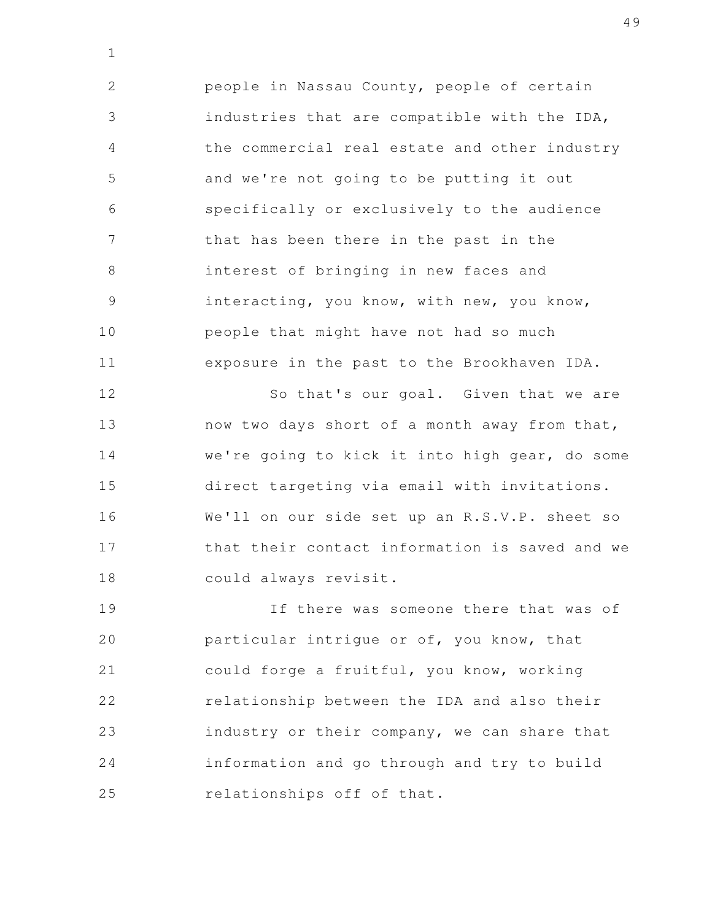people in Nassau County, people of certain industries that are compatible with the IDA, the commercial real estate and other industry and we're not going to be putting it out specifically or exclusively to the audience that has been there in the past in the interest of bringing in new faces and interacting, you know, with new, you know, people that might have not had so much exposure in the past to the Brookhaven IDA.

So that's our goal. Given that we are now two days short of a month away from that, we're going to kick it into high gear, do some direct targeting via email with invitations. We'll on our side set up an R.S.V.P. sheet so that their contact information is saved and we could always revisit.

If there was someone there that was of particular intrigue or of, you know, that could forge a fruitful, you know, working relationship between the IDA and also their industry or their company, we can share that information and go through and try to build relationships off of that.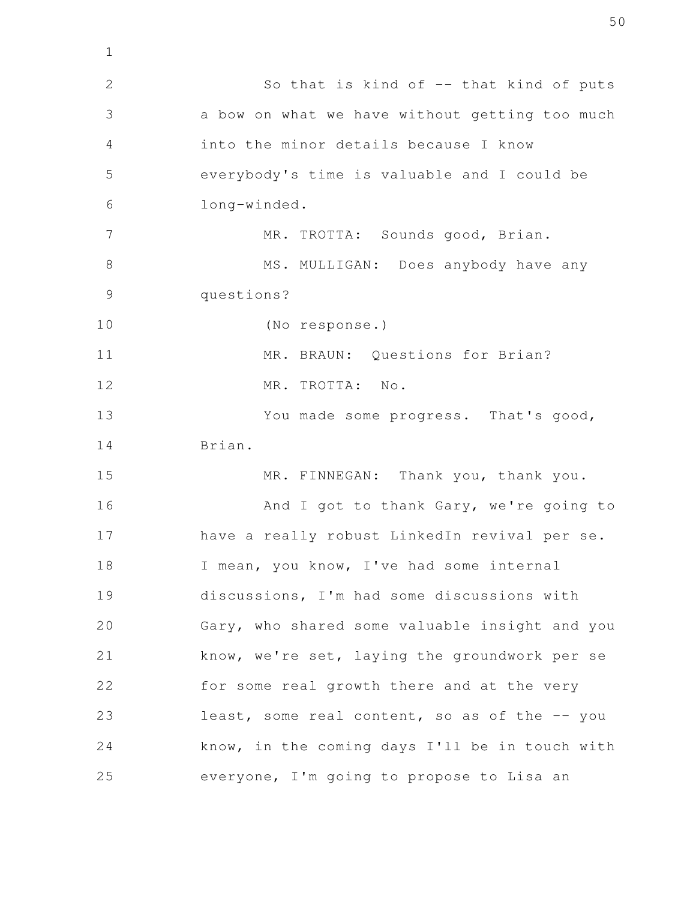So that is kind of -- that kind of puts a bow on what we have without getting too much into the minor details because I know everybody's time is valuable and I could be long-winded.

MR. TROTTA: Sounds good, Brian.

MS. MULLIGAN: Does anybody have any questions?

(No response.)

MR. BRAUN: Questions for Brian?

MR. TROTTA: No.

You made some progress. That's good, Brian.

MR. FINNEGAN: Thank you, thank you.

And I got to thank Gary, we're going to have a really robust LinkedIn revival per se. I mean, you know, I've had some internal discussions, I'm had some discussions with Gary, who shared some valuable insight and you know, we're set, laying the groundwork per se for some real growth there and at the very least, some real content, so as of the -- you know, in the coming days I'll be in touch with everyone, I'm going to propose to Lisa an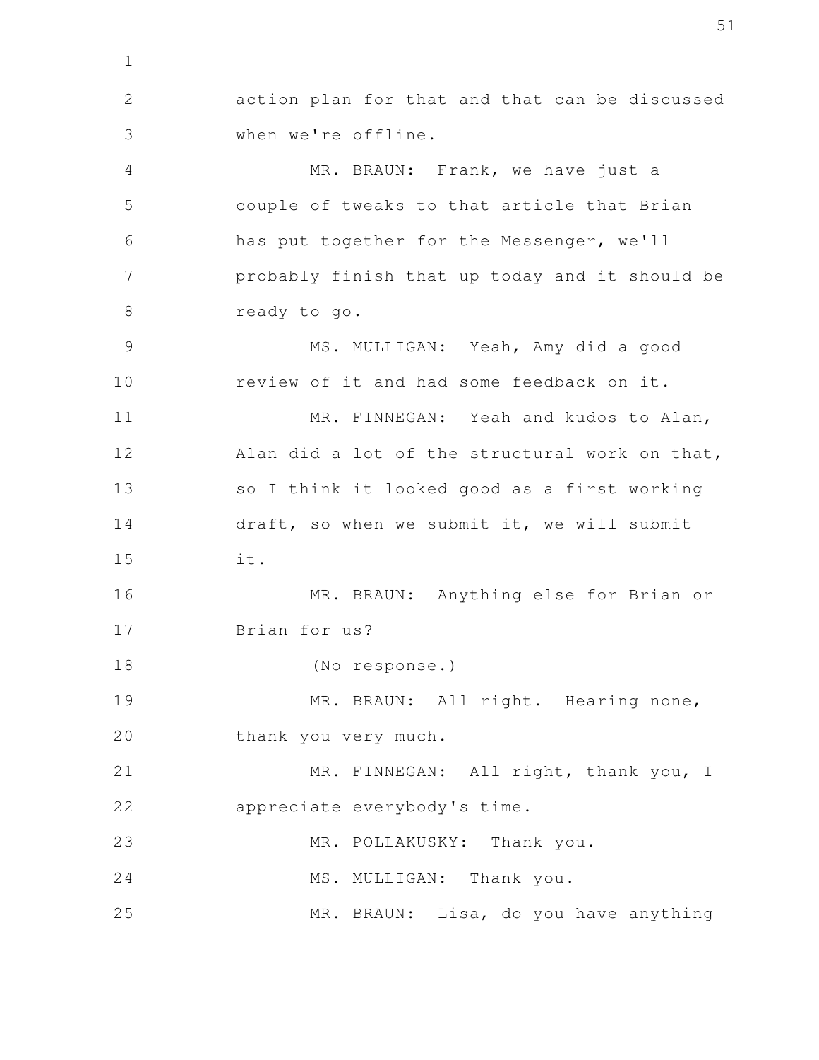action plan for that and that can be discussed when we're offline.

MR. BRAUN: Frank, we have just a couple of tweaks to that article that Brian has put together for the Messenger, we'll probably finish that up today and it should be ready to go.

MS. MULLIGAN: Yeah, Amy did a good review of it and had some feedback on it.

MR. FINNEGAN: Yeah and kudos to Alan, Alan did a lot of the structural work on that, so I think it looked good as a first working draft, so when we submit it, we will submit it.

MR. BRAUN: Anything else for Brian or Brian for us?

(No response.)

MR. BRAUN: All right. Hearing none, thank you very much.

MR. FINNEGAN: All right, thank you, I appreciate everybody's time.

MR. POLLAKUSKY: Thank you.

MS. MULLIGAN: Thank you.

MR. BRAUN: Lisa, do you have anything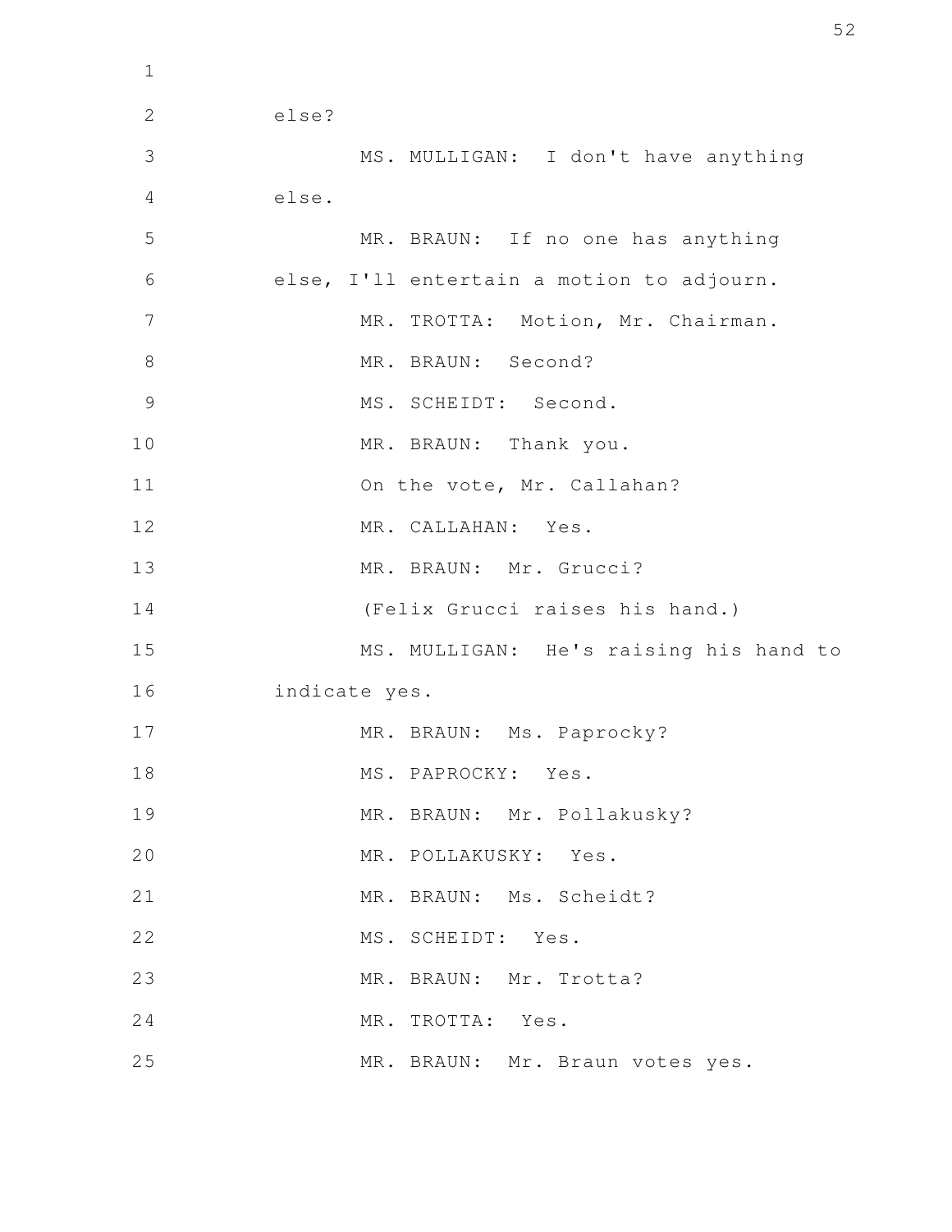else?

MS. MULLIGAN: I don't have anything else.

MR. BRAUN: If no one has anything else, I'll entertain a motion to adjourn.

MR. TROTTA: Motion, Mr. Chairman.

MR. BRAUN: Second?

MS. SCHEIDT: Second.

MR. BRAUN: Thank you.

On the vote, Mr. Callahan?

MR. CALLAHAN: Yes.

MR. BRAUN: Mr. Grucci?

(Felix Grucci raises his hand.)

MS. MULLIGAN: He's raising his hand to indicate yes.

MR. BRAUN: Ms. Paprocky?

MS. PAPROCKY: Yes.

MR. BRAUN: Mr. Pollakusky?

MR. POLLAKUSKY: Yes.

MR. BRAUN: Ms. Scheidt?

MS. SCHEIDT: Yes.

MR. BRAUN: Mr. Trotta?

MR. TROTTA: Yes.

MR. BRAUN: Mr. Braun votes yes.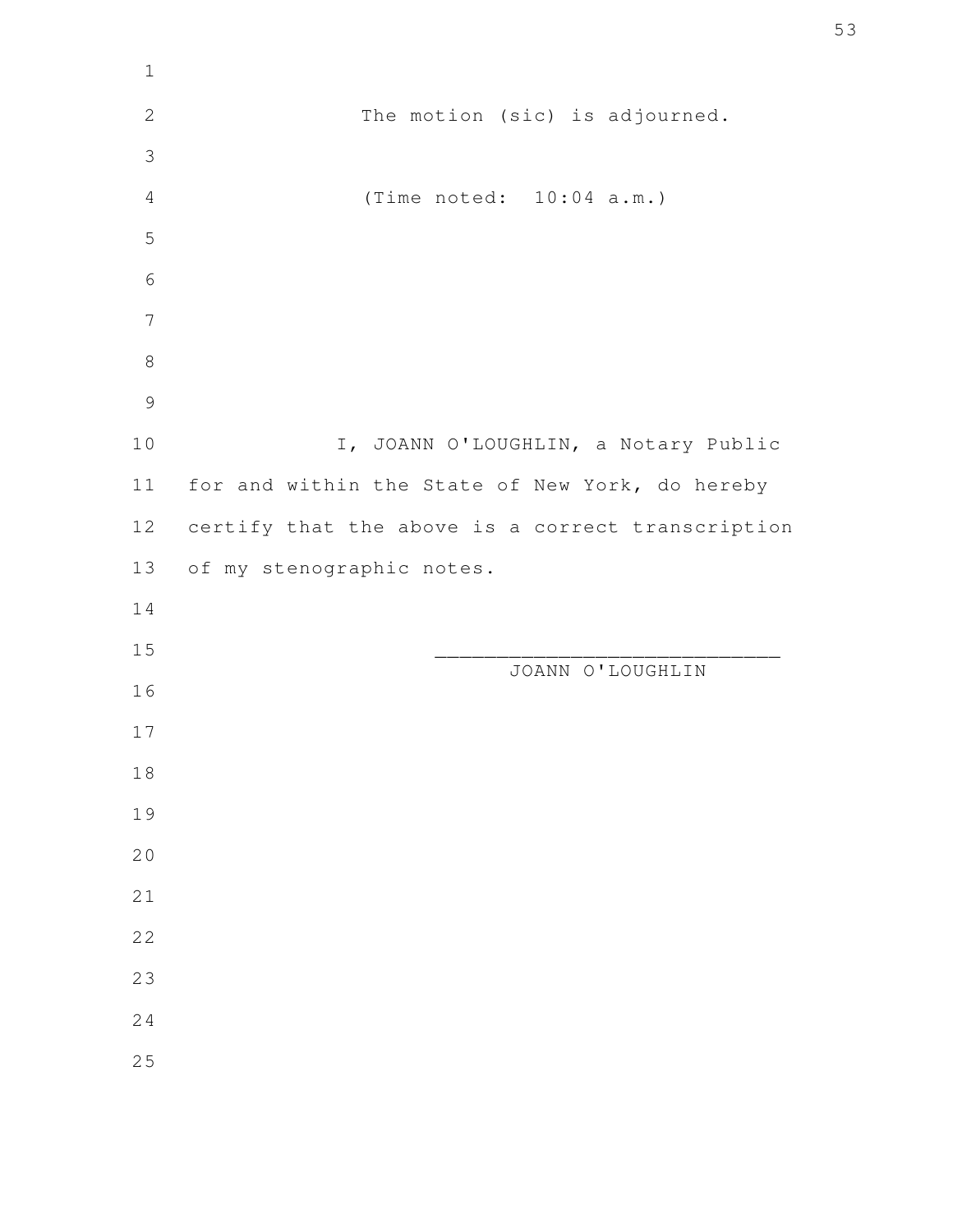The motion (sic) is adjourned.

(Time noted: 10:04 a.m.)

I, JOANN O'LOUGHLIN, a Notary Public for and within the State of New York, do hereby certify that the above is a correct transcription of my stenographic notes.

____________________________
JOANN O'LOUGHLIN